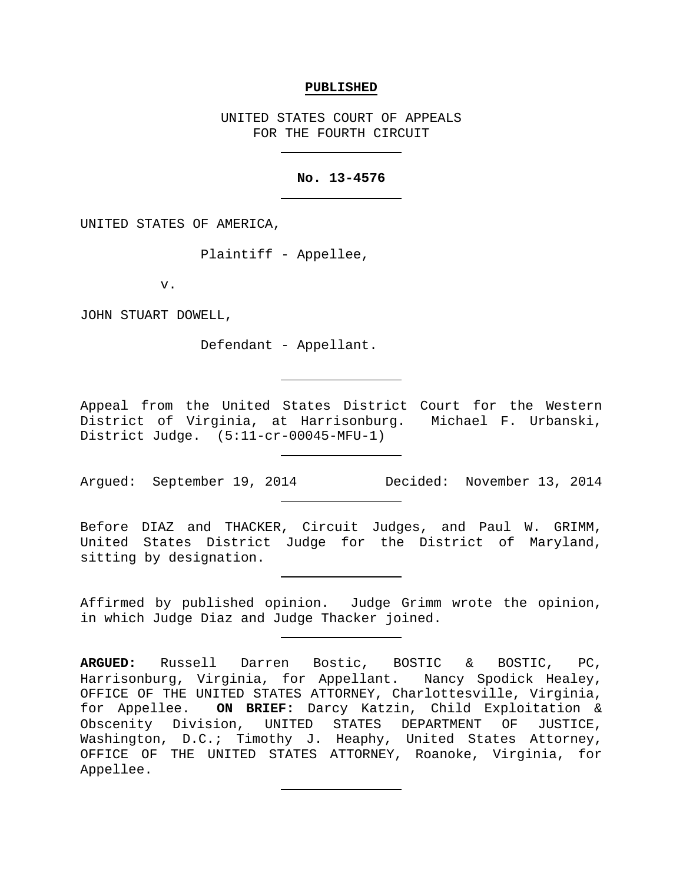**PUBLISHED**

UNITED STATES COURT OF APPEALS
FOR THE FOURTH CIRCUIT

**No. 13-4576**

UNITED STATES OF AMERICA,

Plaintiff - Appellee,

v.

JOHN STUART DOWELL,

Defendant - Appellant.

Appeal from the United States District Court for the Western District of Virginia, at Harrisonburg. Michael F. Urbanski, District Judge. (5:11-cr-00045-MFU-1)

Argued: September 19, 2014 Decided: November 13, 2014

Before DIAZ and THACKER, Circuit Judges, and Paul W. GRIMM, United States District Judge for the District of Maryland, sitting by designation.

Affirmed by published opinion. Judge Grimm wrote the opinion, in which Judge Diaz and Judge Thacker joined.

**ARGUED:** Russell Darren Bostic, BOSTIC & BOSTIC, PC, Harrisonburg, Virginia, for Appellant. Nancy Spodick Healey, OFFICE OF THE UNITED STATES ATTORNEY, Charlottesville, Virginia, for Appellee. **ON BRIEF:** Darcy Katzin, Child Exploitation & Obscenity Division, UNITED STATES DEPARTMENT OF JUSTICE, Washington, D.C.; Timothy J. Heaphy, United States Attorney, OFFICE OF THE UNITED STATES ATTORNEY, Roanoke, Virginia, for Appellee.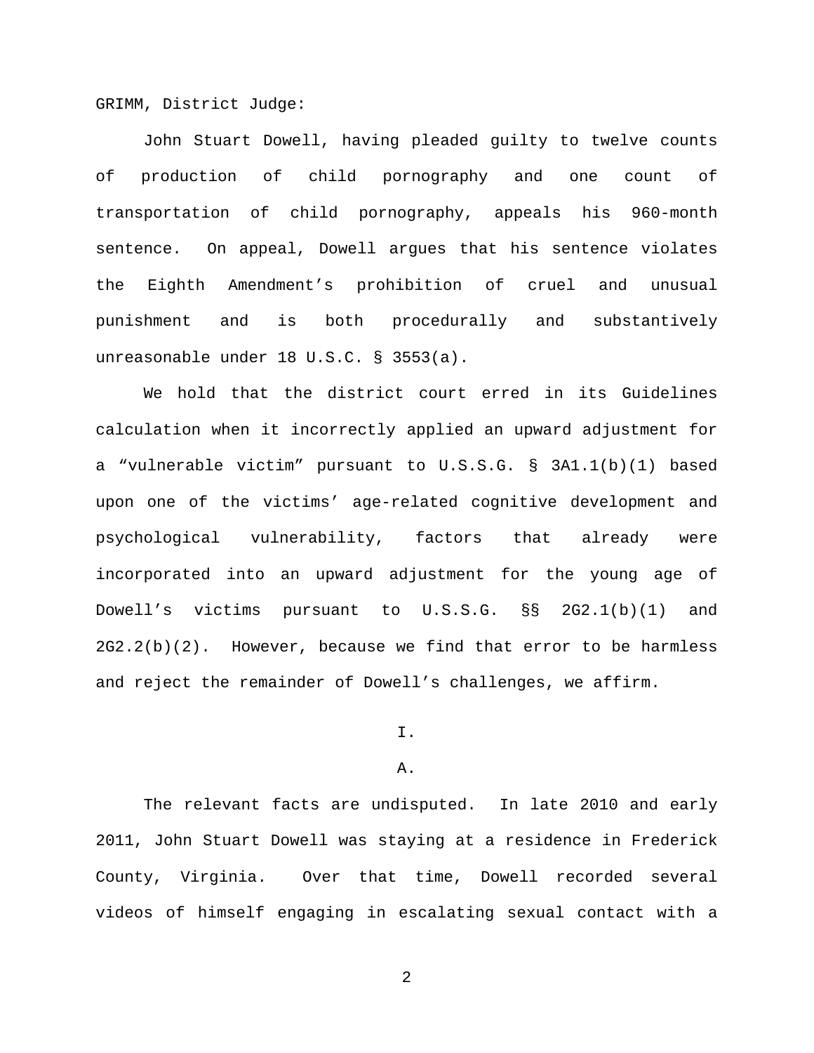GRIMM, District Judge:

John Stuart Dowell, having pleaded guilty to twelve counts of production of child pornography and one count of transportation of child pornography, appeals his 960-month sentence. On appeal, Dowell argues that his sentence violates the Eighth Amendment's prohibition of cruel and unusual punishment and is both procedurally and substantively unreasonable under 18 U.S.C. § 3553(a).

We hold that the district court erred in its Guidelines calculation when it incorrectly applied an upward adjustment for a "vulnerable victim" pursuant to U.S.S.G. § 3A1.1(b)(1) based upon one of the victims' age-related cognitive development and psychological vulnerability, factors that already were incorporated into an upward adjustment for the young age of Dowell's victims pursuant to U.S.S.G. §§ 2G2.1(b)(1) and 2G2.2(b)(2). However, because we find that error to be harmless and reject the remainder of Dowell's challenges, we affirm.

# I.

## A.

The relevant facts are undisputed. In late 2010 and early 2011, John Stuart Dowell was staying at a residence in Frederick County, Virginia. Over that time, Dowell recorded several videos of himself engaging in escalating sexual contact with a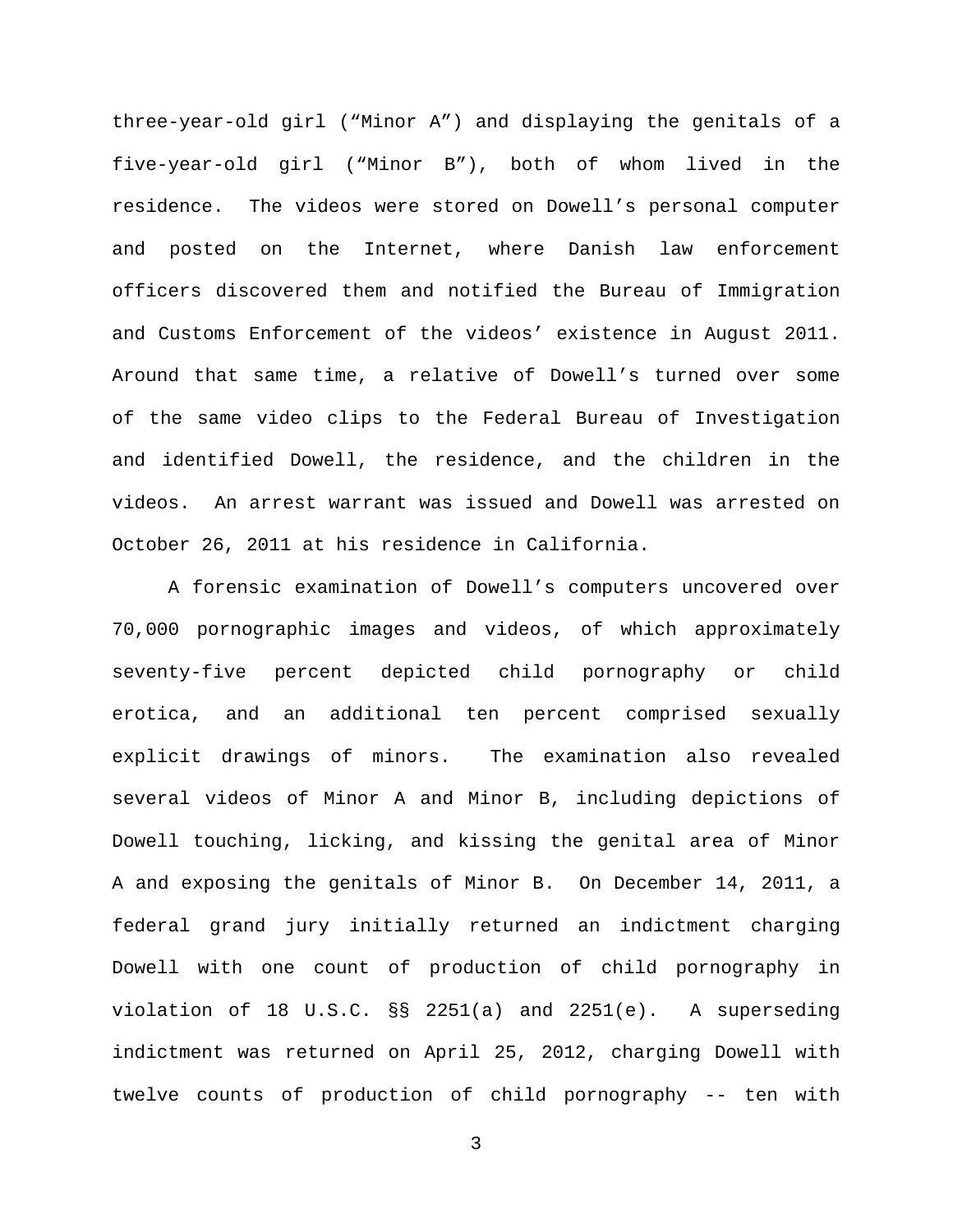three-year-old girl ("Minor A") and displaying the genitals of a five-year-old girl ("Minor B"), both of whom lived in the residence. The videos were stored on Dowell's personal computer and posted on the Internet, where Danish law enforcement officers discovered them and notified the Bureau of Immigration and Customs Enforcement of the videos' existence in August 2011. Around that same time, a relative of Dowell's turned over some of the same video clips to the Federal Bureau of Investigation and identified Dowell, the residence, and the children in the videos. An arrest warrant was issued and Dowell was arrested on October 26, 2011 at his residence in California.

A forensic examination of Dowell's computers uncovered over 70,000 pornographic images and videos, of which approximately seventy-five percent depicted child pornography or child erotica, and an additional ten percent comprised sexually explicit drawings of minors. The examination also revealed several videos of Minor A and Minor B, including depictions of Dowell touching, licking, and kissing the genital area of Minor A and exposing the genitals of Minor B. On December 14, 2011, a federal grand jury initially returned an indictment charging Dowell with one count of production of child pornography in violation of 18 U.S.C. §§ 2251(a) and 2251(e). A superseding indictment was returned on April 25, 2012, charging Dowell with twelve counts of production of child pornography -- ten with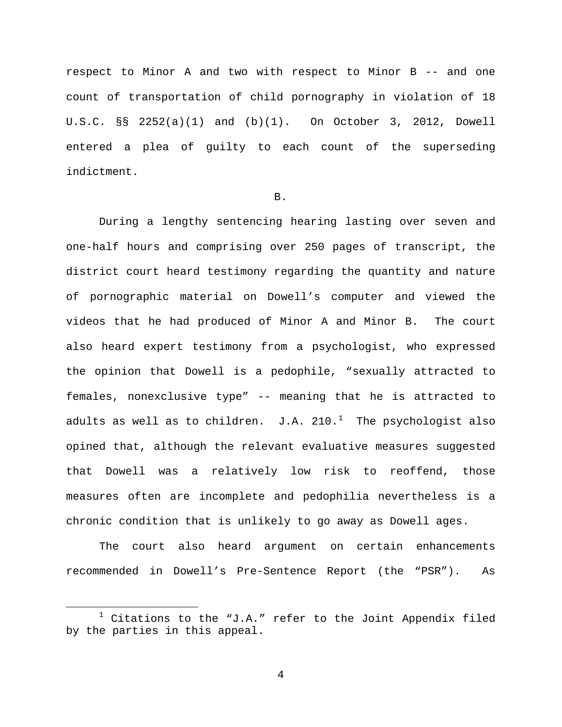respect to Minor A and two with respect to Minor B -- and one count of transportation of child pornography in violation of 18 U.S.C. §§ 2252(a)(1) and (b)(1). On October 3, 2012, Dowell entered a plea of guilty to each count of the superseding indictment.

B.

During a lengthy sentencing hearing lasting over seven and one-half hours and comprising over 250 pages of transcript, the district court heard testimony regarding the quantity and nature of pornographic material on Dowell's computer and viewed the videos that he had produced of Minor A and Minor B. The court also heard expert testimony from a psychologist, who expressed the opinion that Dowell is a pedophile, "sexually attracted to females, nonexclusive type" -- meaning that he is attracted to adults as well as to children. J.A. 210.[1] The psychologist also opined that, although the relevant evaluative measures suggested that Dowell was a relatively low risk to reoffend, those measures often are incomplete and pedophilia nevertheless is a chronic condition that is unlikely to go away as Dowell ages.

The court also heard argument on certain enhancements recommended in Dowell's Pre-Sentence Report (the "PSR"). As

[1] Citations to the "J.A." refer to the Joint Appendix filed by the parties in this appeal.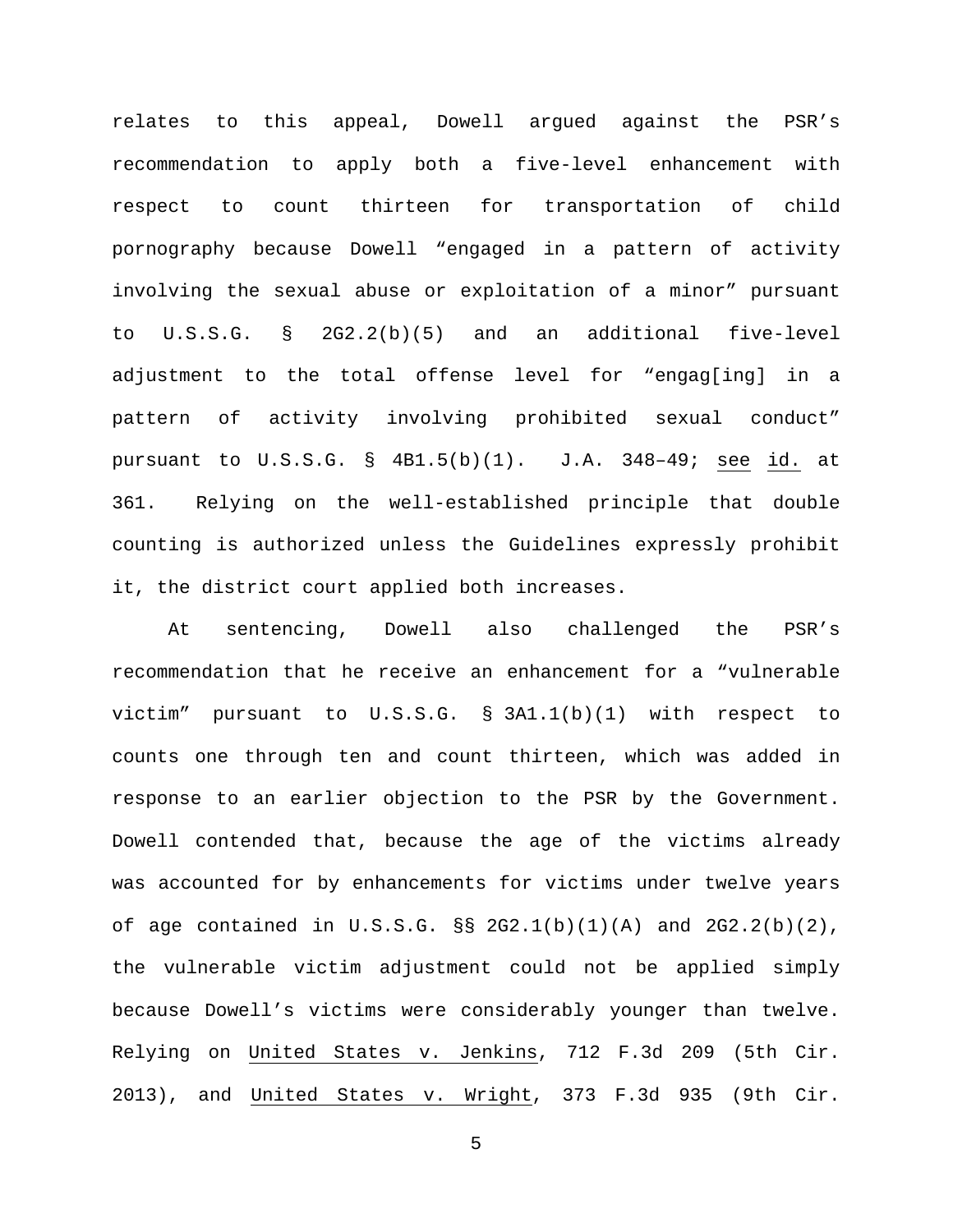relates to this appeal, Dowell argued against the PSR's recommendation to apply both a five-level enhancement with respect to count thirteen for transportation of child pornography because Dowell "engaged in a pattern of activity involving the sexual abuse or exploitation of a minor" pursuant to U.S.S.G. § 2G2.2(b)(5) and an additional five-level adjustment to the total offense level for "engag[ing] in a pattern of activity involving prohibited sexual conduct" pursuant to U.S.S.G. § 4B1.5(b)(1). J.A. 348–49; see id. at 361. Relying on the well-established principle that double counting is authorized unless the Guidelines expressly prohibit it, the district court applied both increases.

At sentencing, Dowell also challenged the PSR's recommendation that he receive an enhancement for a "vulnerable victim" pursuant to U.S.S.G. § 3A1.1(b)(1) with respect to counts one through ten and count thirteen, which was added in response to an earlier objection to the PSR by the Government. Dowell contended that, because the age of the victims already was accounted for by enhancements for victims under twelve years of age contained in U.S.S.G. §§ 2G2.1(b)(1)(A) and 2G2.2(b)(2), the vulnerable victim adjustment could not be applied simply because Dowell's victims were considerably younger than twelve. Relying on United States v. Jenkins, 712 F.3d 209 (5th Cir. 2013), and United States v. Wright, 373 F.3d 935 (9th Cir.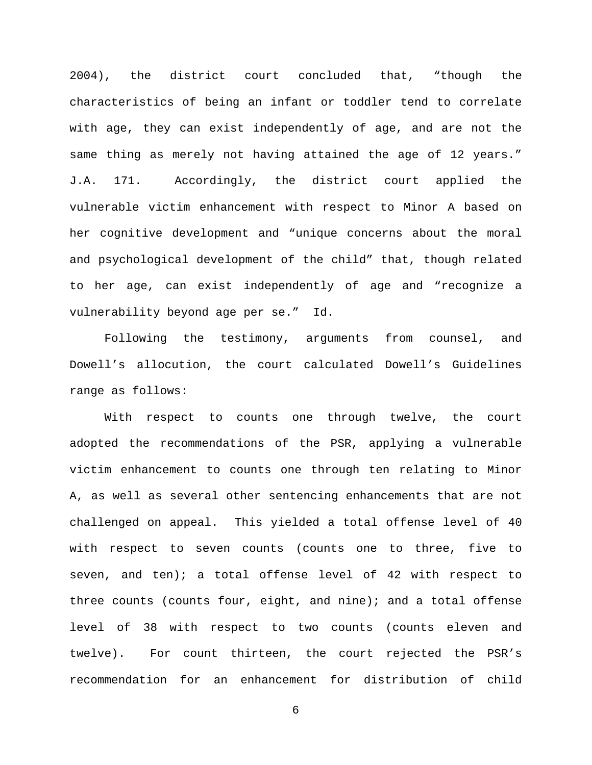2004), the district court concluded that, "though the characteristics of being an infant or toddler tend to correlate with age, they can exist independently of age, and are not the same thing as merely not having attained the age of 12 years." J.A. 171. Accordingly, the district court applied the vulnerable victim enhancement with respect to Minor A based on her cognitive development and "unique concerns about the moral and psychological development of the child" that, though related to her age, can exist independently of age and "recognize a vulnerability beyond age per se." Id.

Following the testimony, arguments from counsel, and Dowell's allocution, the court calculated Dowell's Guidelines range as follows:

With respect to counts one through twelve, the court adopted the recommendations of the PSR, applying a vulnerable victim enhancement to counts one through ten relating to Minor A, as well as several other sentencing enhancements that are not challenged on appeal. This yielded a total offense level of 40 with respect to seven counts (counts one to three, five to seven, and ten); a total offense level of 42 with respect to three counts (counts four, eight, and nine); and a total offense level of 38 with respect to two counts (counts eleven and twelve). For count thirteen, the court rejected the PSR's recommendation for an enhancement for distribution of child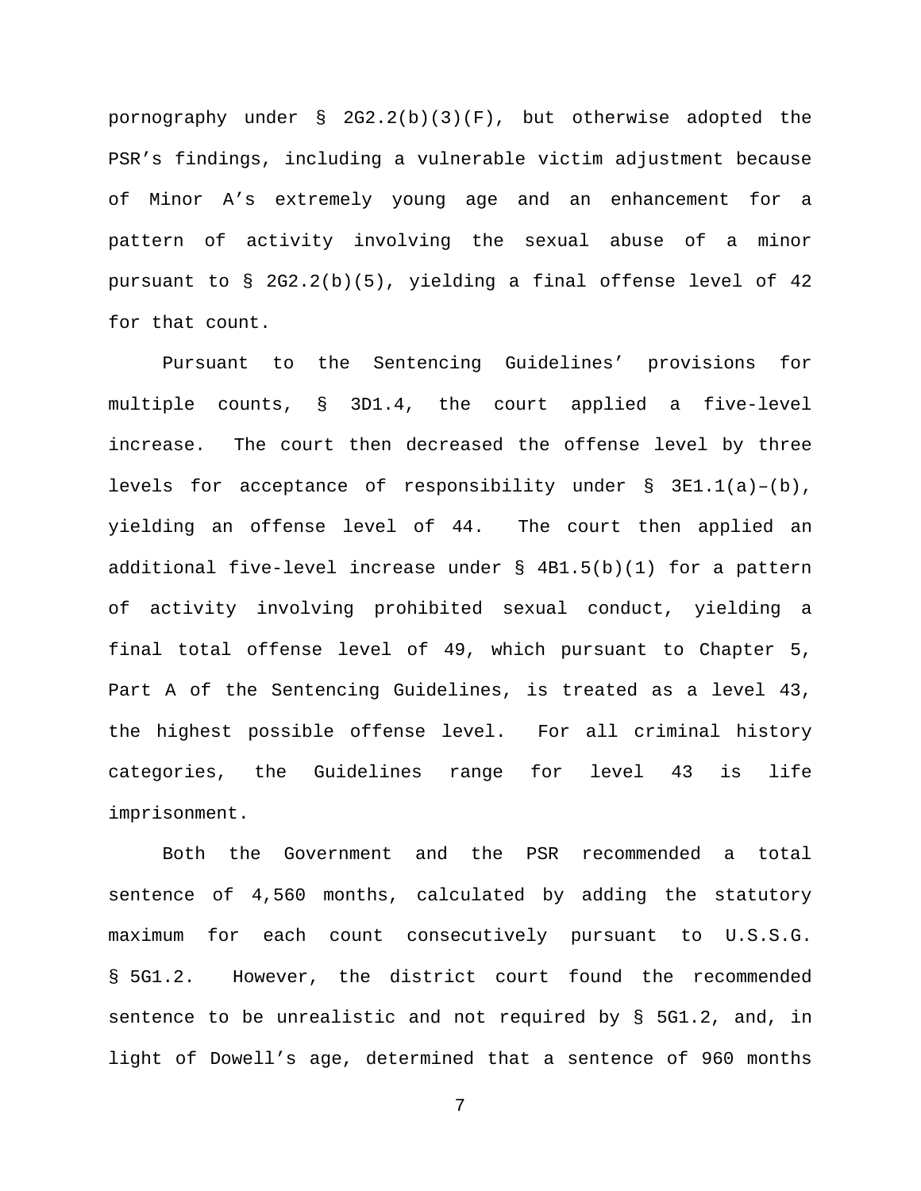pornography under § 2G2.2(b)(3)(F), but otherwise adopted the PSR's findings, including a vulnerable victim adjustment because of Minor A's extremely young age and an enhancement for a pattern of activity involving the sexual abuse of a minor pursuant to § 2G2.2(b)(5), yielding a final offense level of 42 for that count.

Pursuant to the Sentencing Guidelines' provisions for multiple counts, § 3D1.4, the court applied a five-level increase. The court then decreased the offense level by three levels for acceptance of responsibility under § 3E1.1(a)–(b), yielding an offense level of 44. The court then applied an additional five-level increase under § 4B1.5(b)(1) for a pattern of activity involving prohibited sexual conduct, yielding a final total offense level of 49, which pursuant to Chapter 5, Part A of the Sentencing Guidelines, is treated as a level 43, the highest possible offense level. For all criminal history categories, the Guidelines range for level 43 is life imprisonment.

Both the Government and the PSR recommended a total sentence of 4,560 months, calculated by adding the statutory maximum for each count consecutively pursuant to U.S.S.G. § 5G1.2. However, the district court found the recommended sentence to be unrealistic and not required by § 5G1.2, and, in light of Dowell's age, determined that a sentence of 960 months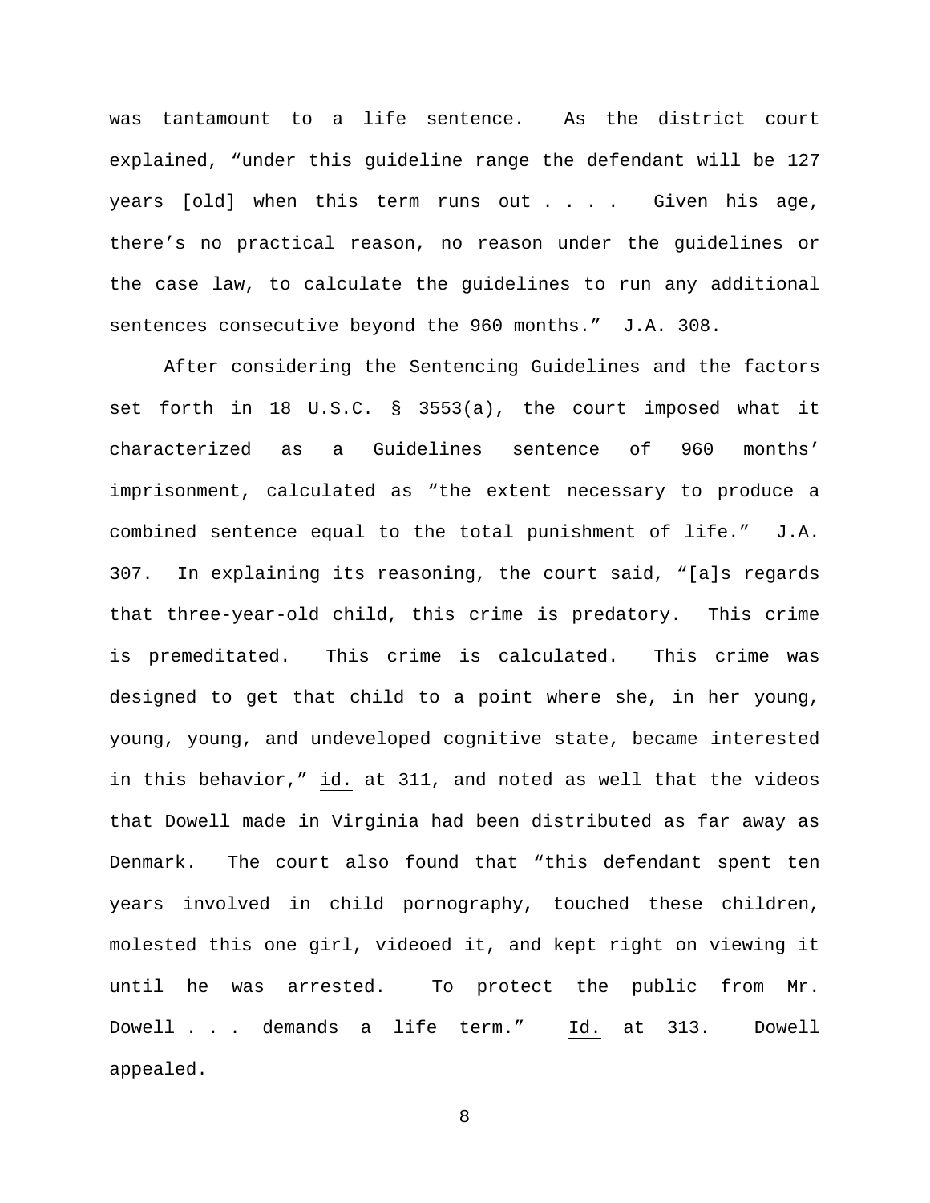was tantamount to a life sentence. As the district court explained, "under this guideline range the defendant will be 127 years [old] when this term runs out . . . . Given his age, there's no practical reason, no reason under the guidelines or the case law, to calculate the guidelines to run any additional sentences consecutive beyond the 960 months." J.A. 308.

After considering the Sentencing Guidelines and the factors set forth in 18 U.S.C. § 3553(a), the court imposed what it characterized as a Guidelines sentence of 960 months' imprisonment, calculated as "the extent necessary to produce a combined sentence equal to the total punishment of life." J.A. 307. In explaining its reasoning, the court said, "[a]s regards that three-year-old child, this crime is predatory. This crime is premeditated. This crime is calculated. This crime was designed to get that child to a point where she, in her young, young, young, and undeveloped cognitive state, became interested in this behavior," id. at 311, and noted as well that the videos that Dowell made in Virginia had been distributed as far away as Denmark. The court also found that "this defendant spent ten years involved in child pornography, touched these children, molested this one girl, videoed it, and kept right on viewing it until he was arrested. To protect the public from Mr. Dowell . . . demands a life term." Id. at 313. Dowell appealed.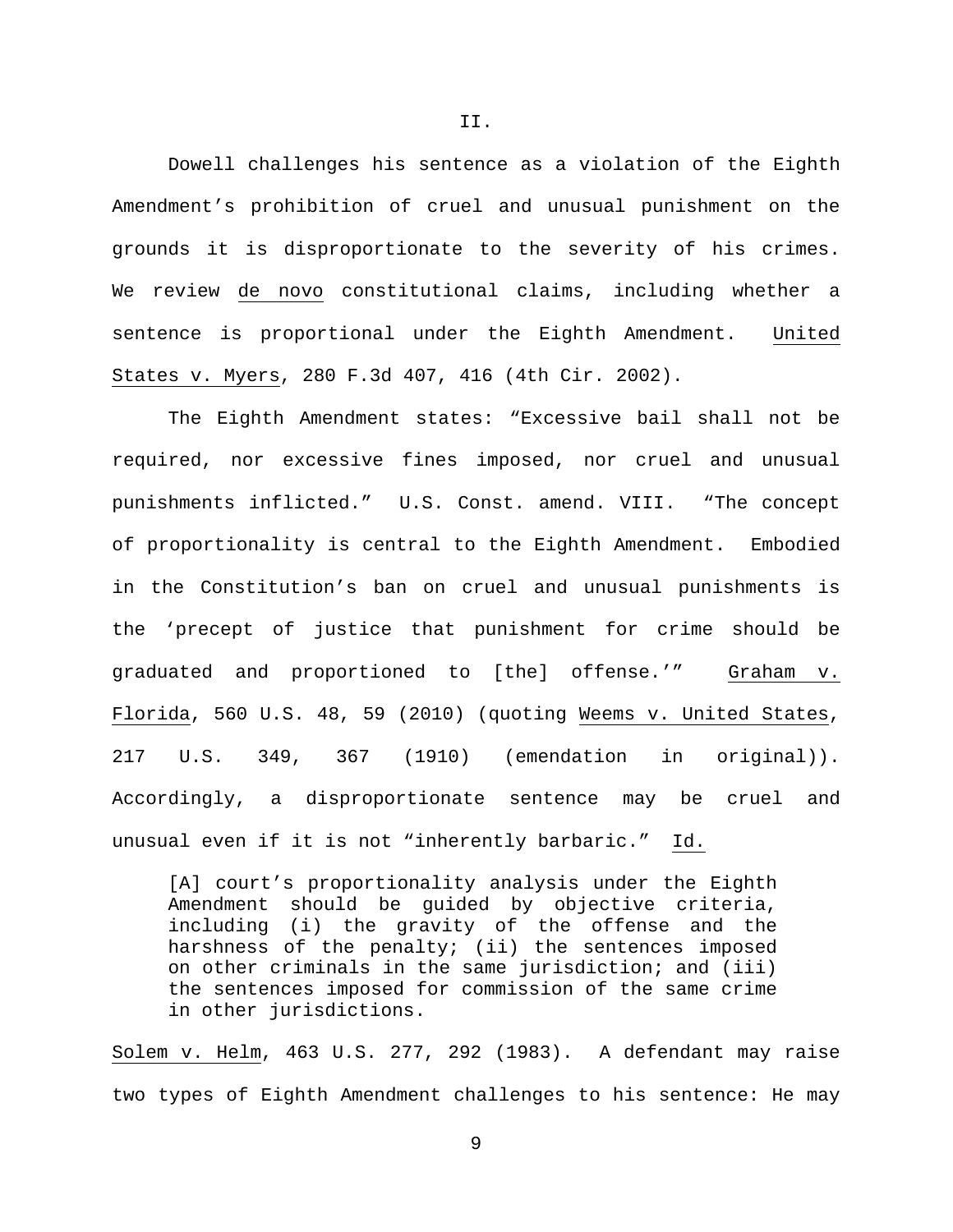II.

Dowell challenges his sentence as a violation of the Eighth Amendment's prohibition of cruel and unusual punishment on the grounds it is disproportionate to the severity of his crimes. We review de novo constitutional claims, including whether a sentence is proportional under the Eighth Amendment. United States v. Myers, 280 F.3d 407, 416 (4th Cir. 2002).

The Eighth Amendment states: "Excessive bail shall not be required, nor excessive fines imposed, nor cruel and unusual punishments inflicted." U.S. Const. amend. VIII. "The concept of proportionality is central to the Eighth Amendment. Embodied in the Constitution's ban on cruel and unusual punishments is the 'precept of justice that punishment for crime should be graduated and proportioned to [the] offense.'" Graham v. Florida, 560 U.S. 48, 59 (2010) (quoting Weems v. United States, 217 U.S. 349, 367 (1910) (emendation in original)). Accordingly, a disproportionate sentence may be cruel and unusual even if it is not "inherently barbaric." Id.

> [A] court's proportionality analysis under the Eighth Amendment should be guided by objective criteria, including (i) the gravity of the offense and the harshness of the penalty; (ii) the sentences imposed on other criminals in the same jurisdiction; and (iii) the sentences imposed for commission of the same crime in other jurisdictions.

Solem v. Helm, 463 U.S. 277, 292 (1983). A defendant may raise two types of Eighth Amendment challenges to his sentence: He may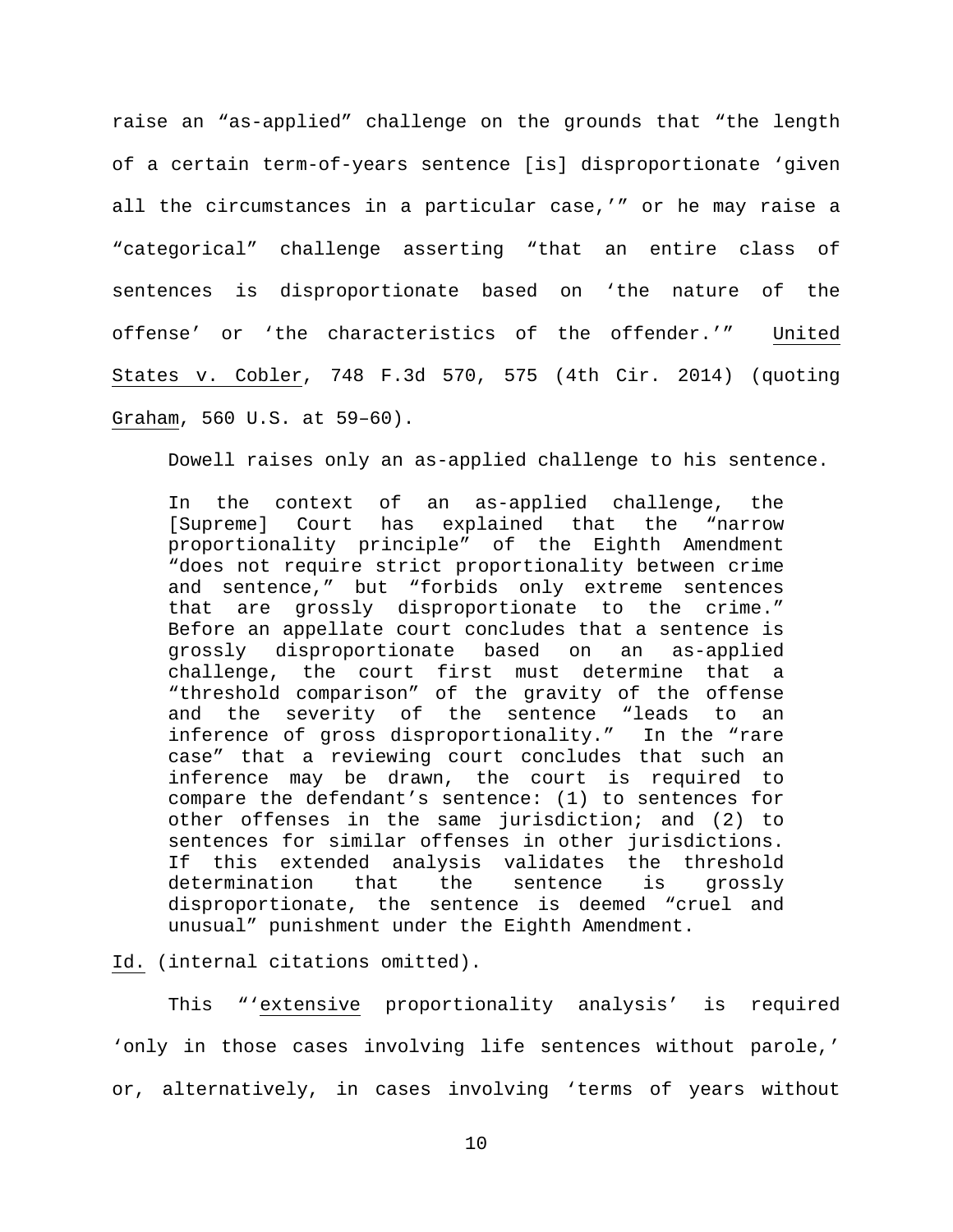raise an "as-applied" challenge on the grounds that "the length of a certain term-of-years sentence [is] disproportionate 'given all the circumstances in a particular case,'" or he may raise a "categorical" challenge asserting "that an entire class of sentences is disproportionate based on 'the nature of the offense' or 'the characteristics of the offender.'" United States v. Cobler, 748 F.3d 570, 575 (4th Cir. 2014) (quoting Graham, 560 U.S. at 59–60).

Dowell raises only an as-applied challenge to his sentence.

> In the context of an as-applied challenge, the [Supreme] Court has explained that the "narrow proportionality principle" of the Eighth Amendment "does not require strict proportionality between crime and sentence," but "forbids only extreme sentences that are grossly disproportionate to the crime." Before an appellate court concludes that a sentence is grossly disproportionate based on an as-applied challenge, the court first must determine that a "threshold comparison" of the gravity of the offense and the severity of the sentence "leads to an inference of gross disproportionality." In the "rare case" that a reviewing court concludes that such an inference may be drawn, the court is required to compare the defendant's sentence: (1) to sentences for other offenses in the same jurisdiction; and (2) to sentences for similar offenses in other jurisdictions. If this extended analysis validates the threshold determination that the sentence is grossly disproportionate, the sentence is deemed "cruel and unusual" punishment under the Eighth Amendment.

Id. (internal citations omitted).

This "'extensive proportionality analysis' is required 'only in those cases involving life sentences without parole,' or, alternatively, in cases involving 'terms of years without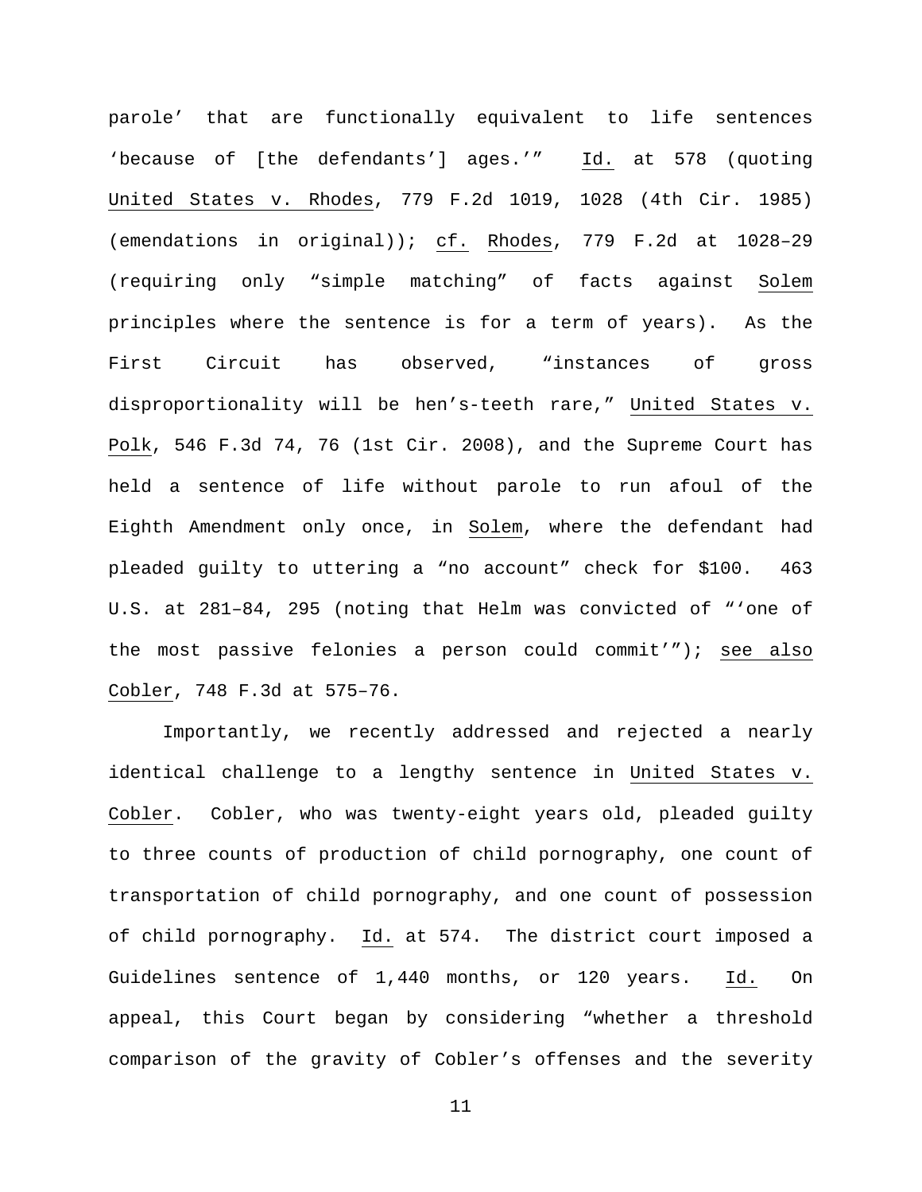parole' that are functionally equivalent to life sentences 'because of [the defendants'] ages.'" Id. at 578 (quoting United States v. Rhodes, 779 F.2d 1019, 1028 (4th Cir. 1985) (emendations in original)); cf. Rhodes, 779 F.2d at 1028–29 (requiring only "simple matching" of facts against Solem principles where the sentence is for a term of years). As the First Circuit has observed, "instances of gross disproportionality will be hen's-teeth rare," United States v. Polk, 546 F.3d 74, 76 (1st Cir. 2008), and the Supreme Court has held a sentence of life without parole to run afoul of the Eighth Amendment only once, in Solem, where the defendant had pleaded guilty to uttering a "no account" check for $100. 463 U.S. at 281–84, 295 (noting that Helm was convicted of "'one of the most passive felonies a person could commit'"); see also Cobler, 748 F.3d at 575–76.

Importantly, we recently addressed and rejected a nearly identical challenge to a lengthy sentence in United States v. Cobler. Cobler, who was twenty-eight years old, pleaded guilty to three counts of production of child pornography, one count of transportation of child pornography, and one count of possession of child pornography. Id. at 574. The district court imposed a Guidelines sentence of 1,440 months, or 120 years. Id. On appeal, this Court began by considering "whether a threshold comparison of the gravity of Cobler's offenses and the severity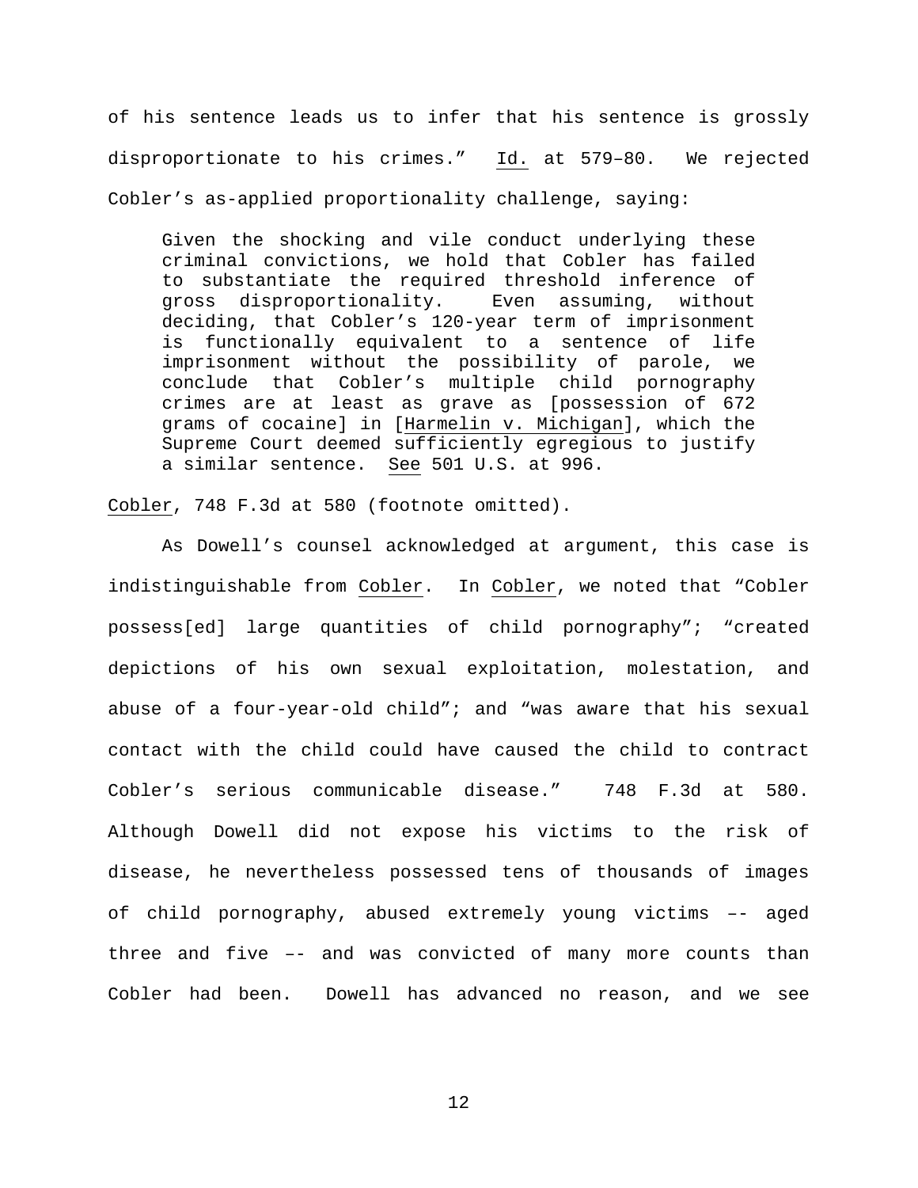of his sentence leads us to infer that his sentence is grossly disproportionate to his crimes." Id. at 579–80. We rejected Cobler's as-applied proportionality challenge, saying:

> Given the shocking and vile conduct underlying these criminal convictions, we hold that Cobler has failed to substantiate the required threshold inference of gross disproportionality. Even assuming, without deciding, that Cobler's 120-year term of imprisonment is functionally equivalent to a sentence of life imprisonment without the possibility of parole, we conclude that Cobler's multiple child pornography crimes are at least as grave as [possession of 672 grams of cocaine] in [Harmelin v. Michigan], which the Supreme Court deemed sufficiently egregious to justify a similar sentence. See 501 U.S. at 996.

Cobler, 748 F.3d at 580 (footnote omitted).

As Dowell's counsel acknowledged at argument, this case is indistinguishable from Cobler. In Cobler, we noted that "Cobler possess[ed] large quantities of child pornography"; "created depictions of his own sexual exploitation, molestation, and abuse of a four-year-old child"; and "was aware that his sexual contact with the child could have caused the child to contract Cobler's serious communicable disease." 748 F.3d at 580. Although Dowell did not expose his victims to the risk of disease, he nevertheless possessed tens of thousands of images of child pornography, abused extremely young victims –- aged three and five –- and was convicted of many more counts than Cobler had been. Dowell has advanced no reason, and we see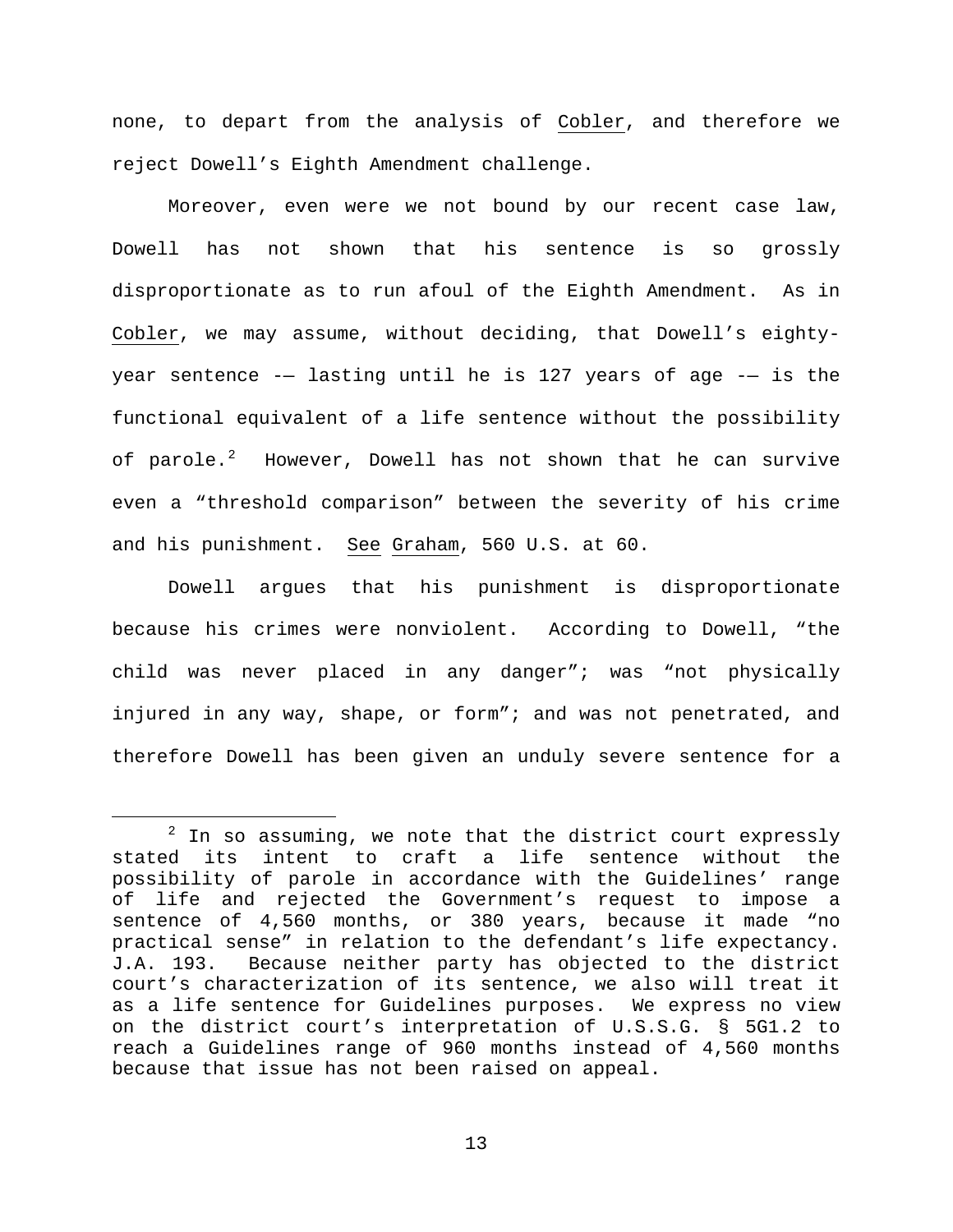none, to depart from the analysis of Cobler, and therefore we reject Dowell's Eighth Amendment challenge.

Moreover, even were we not bound by our recent case law, Dowell has not shown that his sentence is so grossly disproportionate as to run afoul of the Eighth Amendment. As in Cobler, we may assume, without deciding, that Dowell's eighty-year sentence -— lasting until he is 127 years of age -— is the functional equivalent of a life sentence without the possibility of parole.[2] However, Dowell has not shown that he can survive even a "threshold comparison" between the severity of his crime and his punishment. See Graham, 560 U.S. at 60.

Dowell argues that his punishment is disproportionate because his crimes were nonviolent. According to Dowell, "the child was never placed in any danger"; was "not physically injured in any way, shape, or form"; and was not penetrated, and therefore Dowell has been given an unduly severe sentence for a

---

[2] In so assuming, we note that the district court expressly stated its intent to craft a life sentence without the possibility of parole in accordance with the Guidelines' range of life and rejected the Government's request to impose a sentence of 4,560 months, or 380 years, because it made "no practical sense" in relation to the defendant's life expectancy. J.A. 193. Because neither party has objected to the district court's characterization of its sentence, we also will treat it as a life sentence for Guidelines purposes. We express no view on the district court's interpretation of U.S.S.G. § 5G1.2 to reach a Guidelines range of 960 months instead of 4,560 months because that issue has not been raised on appeal.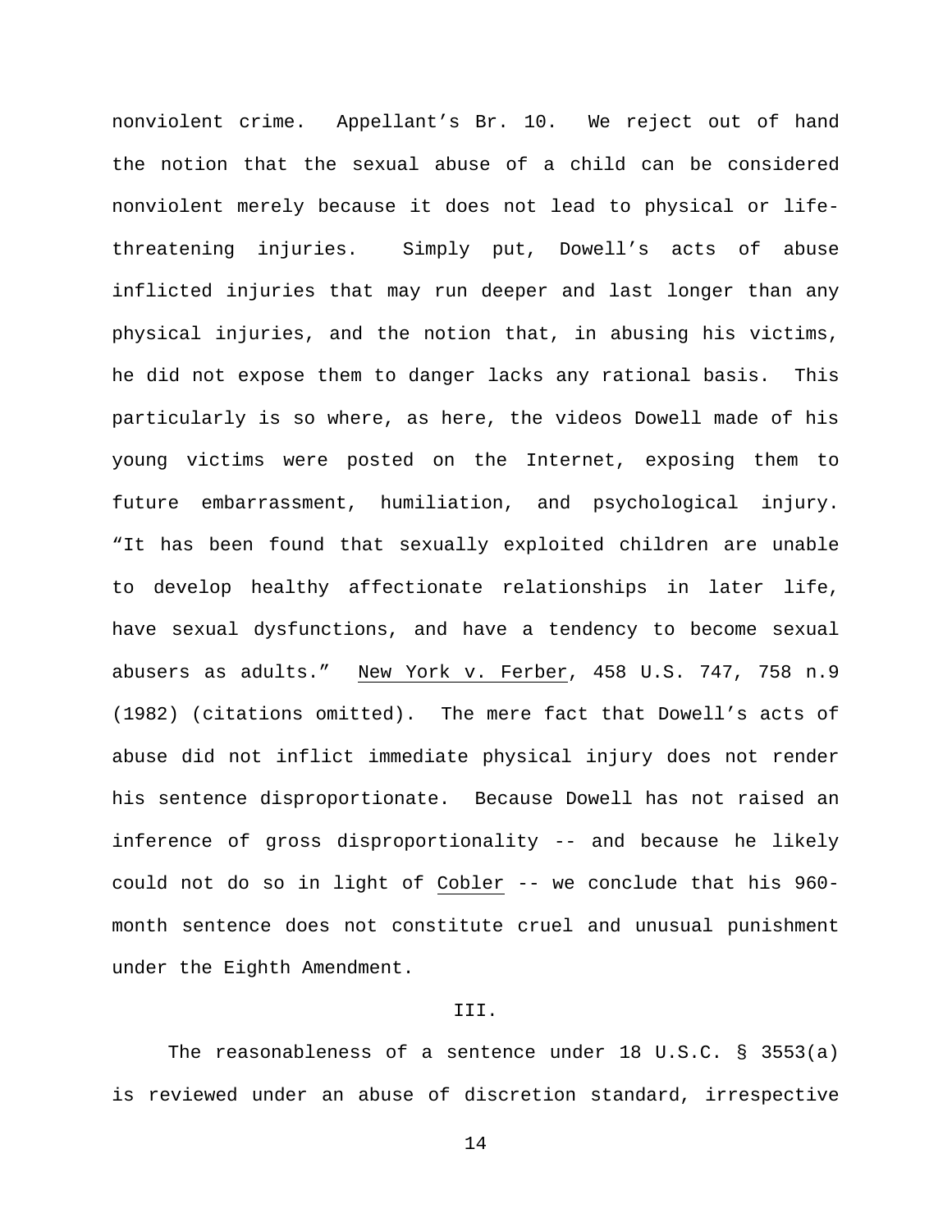nonviolent crime. Appellant's Br. 10. We reject out of hand the notion that the sexual abuse of a child can be considered nonviolent merely because it does not lead to physical or life-threatening injuries. Simply put, Dowell's acts of abuse inflicted injuries that may run deeper and last longer than any physical injuries, and the notion that, in abusing his victims, he did not expose them to danger lacks any rational basis. This particularly is so where, as here, the videos Dowell made of his young victims were posted on the Internet, exposing them to future embarrassment, humiliation, and psychological injury. "It has been found that sexually exploited children are unable to develop healthy affectionate relationships in later life, have sexual dysfunctions, and have a tendency to become sexual abusers as adults." New York v. Ferber, 458 U.S. 747, 758 n.9 (1982) (citations omitted). The mere fact that Dowell's acts of abuse did not inflict immediate physical injury does not render his sentence disproportionate. Because Dowell has not raised an inference of gross disproportionality -- and because he likely could not do so in light of Cobler -- we conclude that his 960-month sentence does not constitute cruel and unusual punishment under the Eighth Amendment.

## III.

The reasonableness of a sentence under 18 U.S.C. § 3553(a) is reviewed under an abuse of discretion standard, irrespective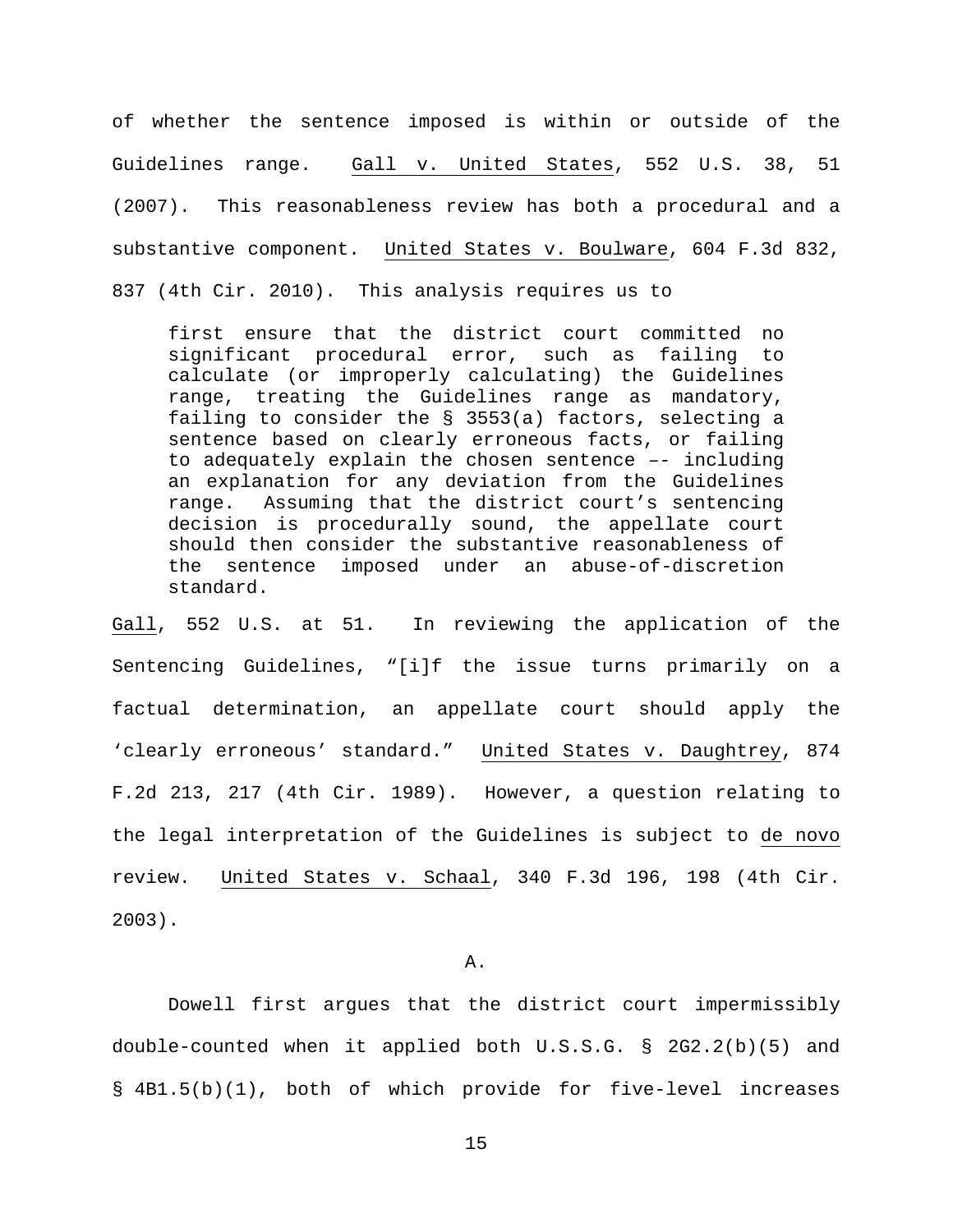of whether the sentence imposed is within or outside of the Guidelines range. Gall v. United States, 552 U.S. 38, 51 (2007). This reasonableness review has both a procedural and a substantive component. United States v. Boulware, 604 F.3d 832, 837 (4th Cir. 2010). This analysis requires us to

> first ensure that the district court committed no significant procedural error, such as failing to calculate (or improperly calculating) the Guidelines range, treating the Guidelines range as mandatory, failing to consider the § 3553(a) factors, selecting a sentence based on clearly erroneous facts, or failing to adequately explain the chosen sentence –- including an explanation for any deviation from the Guidelines range. Assuming that the district court's sentencing decision is procedurally sound, the appellate court should then consider the substantive reasonableness of the sentence imposed under an abuse-of-discretion standard.

Gall, 552 U.S. at 51. In reviewing the application of the Sentencing Guidelines, "[i]f the issue turns primarily on a factual determination, an appellate court should apply the 'clearly erroneous' standard." United States v. Daughtrey, 874 F.2d 213, 217 (4th Cir. 1989). However, a question relating to the legal interpretation of the Guidelines is subject to de novo review. United States v. Schaal, 340 F.3d 196, 198 (4th Cir. 2003).

A.

Dowell first argues that the district court impermissibly double-counted when it applied both U.S.S.G. § 2G2.2(b)(5) and § 4B1.5(b)(1), both of which provide for five-level increases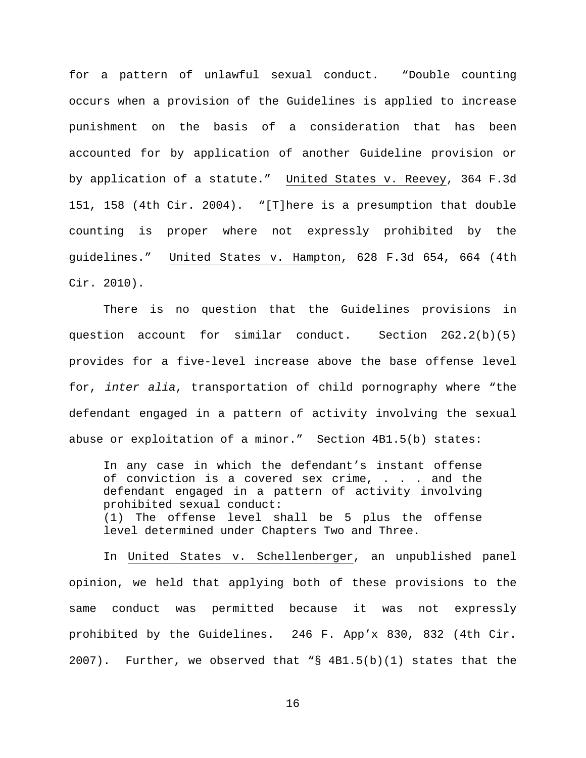for a pattern of unlawful sexual conduct. "Double counting occurs when a provision of the Guidelines is applied to increase punishment on the basis of a consideration that has been accounted for by application of another Guideline provision or by application of a statute." United States v. Reevey, 364 F.3d 151, 158 (4th Cir. 2004). "[T]here is a presumption that double counting is proper where not expressly prohibited by the guidelines." United States v. Hampton, 628 F.3d 654, 664 (4th Cir. 2010).

There is no question that the Guidelines provisions in question account for similar conduct. Section 2G2.2(b)(5) provides for a five-level increase above the base offense level for, *inter alia*, transportation of child pornography where "the defendant engaged in a pattern of activity involving the sexual abuse or exploitation of a minor." Section 4B1.5(b) states:

> In any case in which the defendant's instant offense of conviction is a covered sex crime, . . . and the defendant engaged in a pattern of activity involving prohibited sexual conduct:
> (1) The offense level shall be 5 plus the offense level determined under Chapters Two and Three.

In United States v. Schellenberger, an unpublished panel opinion, we held that applying both of these provisions to the same conduct was permitted because it was not expressly prohibited by the Guidelines. 246 F. App'x 830, 832 (4th Cir. 2007). Further, we observed that "§ 4B1.5(b)(1) states that the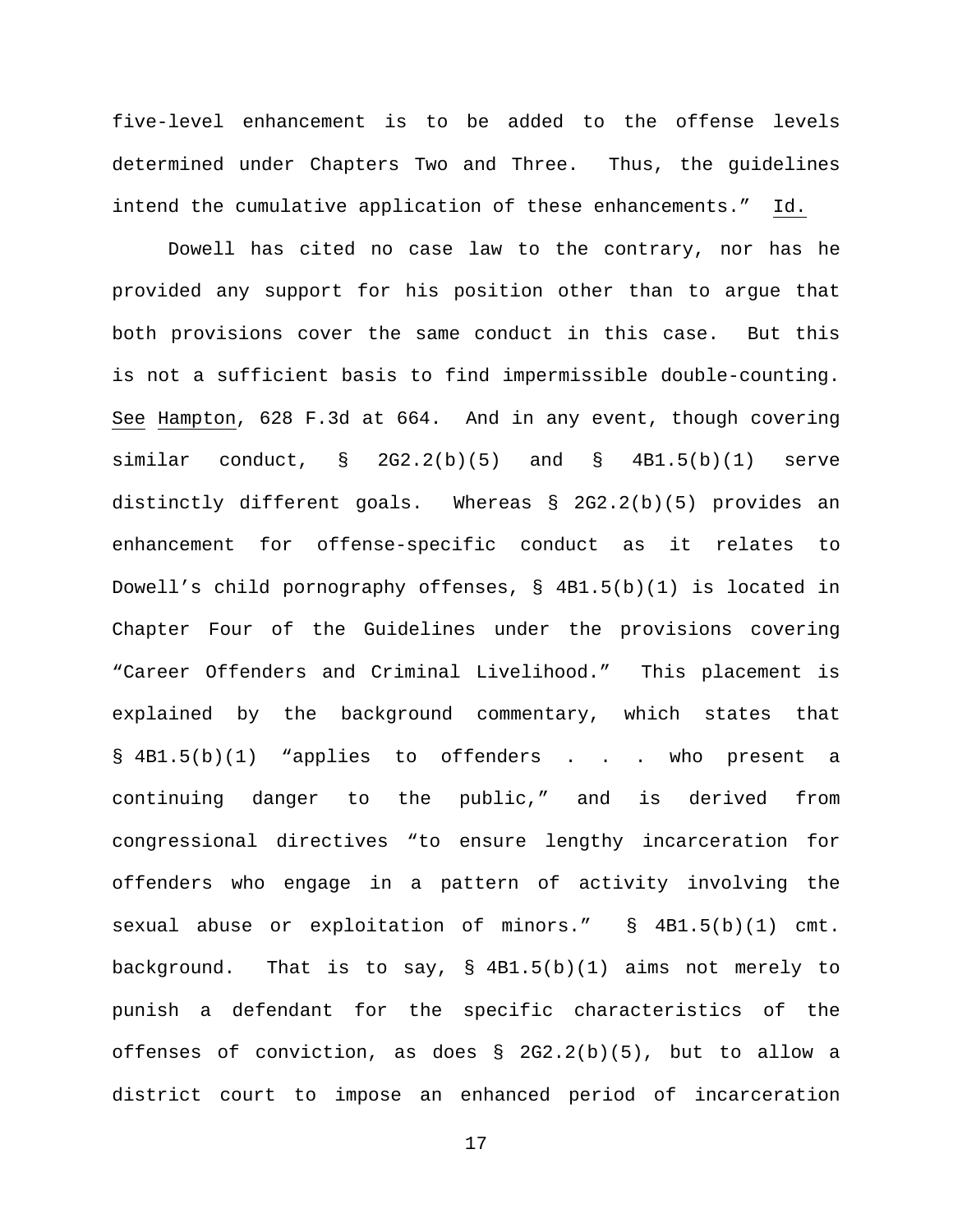five-level enhancement is to be added to the offense levels determined under Chapters Two and Three. Thus, the guidelines intend the cumulative application of these enhancements." Id.

Dowell has cited no case law to the contrary, nor has he provided any support for his position other than to argue that both provisions cover the same conduct in this case. But this is not a sufficient basis to find impermissible double-counting. See Hampton, 628 F.3d at 664. And in any event, though covering similar conduct, § 2G2.2(b)(5) and § 4B1.5(b)(1) serve distinctly different goals. Whereas § 2G2.2(b)(5) provides an enhancement for offense-specific conduct as it relates to Dowell's child pornography offenses, § 4B1.5(b)(1) is located in Chapter Four of the Guidelines under the provisions covering "Career Offenders and Criminal Livelihood." This placement is explained by the background commentary, which states that § 4B1.5(b)(1) "applies to offenders . . . who present a continuing danger to the public," and is derived from congressional directives "to ensure lengthy incarceration for offenders who engage in a pattern of activity involving the sexual abuse or exploitation of minors." § 4B1.5(b)(1) cmt. background. That is to say, § 4B1.5(b)(1) aims not merely to punish a defendant for the specific characteristics of the offenses of conviction, as does § 2G2.2(b)(5), but to allow a district court to impose an enhanced period of incarceration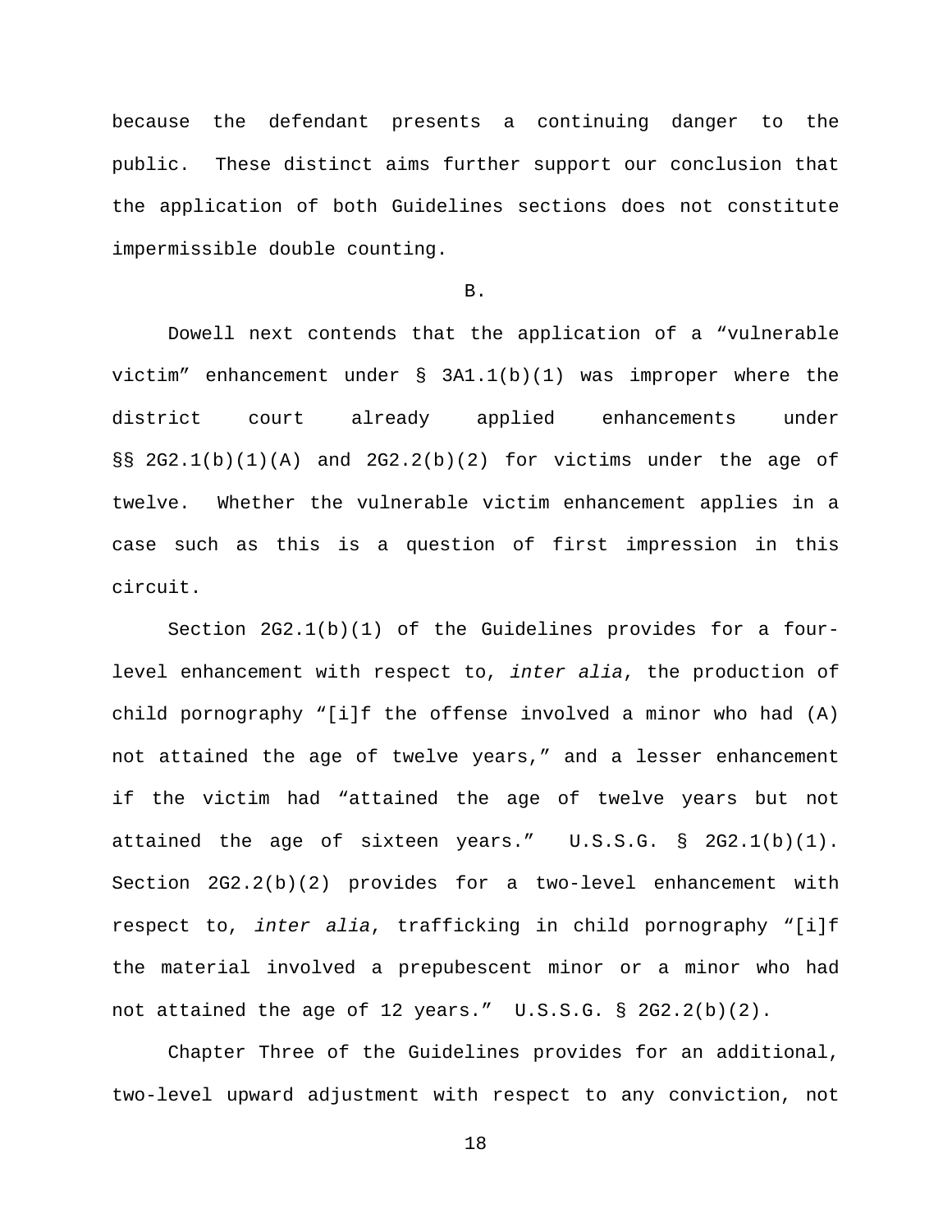because the defendant presents a continuing danger to the public. These distinct aims further support our conclusion that the application of both Guidelines sections does not constitute impermissible double counting.

B.

Dowell next contends that the application of a "vulnerable victim" enhancement under § 3A1.1(b)(1) was improper where the district court already applied enhancements under §§ 2G2.1(b)(1)(A) and 2G2.2(b)(2) for victims under the age of twelve. Whether the vulnerable victim enhancement applies in a case such as this is a question of first impression in this circuit.

Section 2G2.1(b)(1) of the Guidelines provides for a four-level enhancement with respect to, *inter alia*, the production of child pornography "[i]f the offense involved a minor who had (A) not attained the age of twelve years," and a lesser enhancement if the victim had "attained the age of twelve years but not attained the age of sixteen years." U.S.S.G. § 2G2.1(b)(1). Section 2G2.2(b)(2) provides for a two-level enhancement with respect to, *inter alia*, trafficking in child pornography "[i]f the material involved a prepubescent minor or a minor who had not attained the age of 12 years." U.S.S.G. § 2G2.2(b)(2).

Chapter Three of the Guidelines provides for an additional, two-level upward adjustment with respect to any conviction, not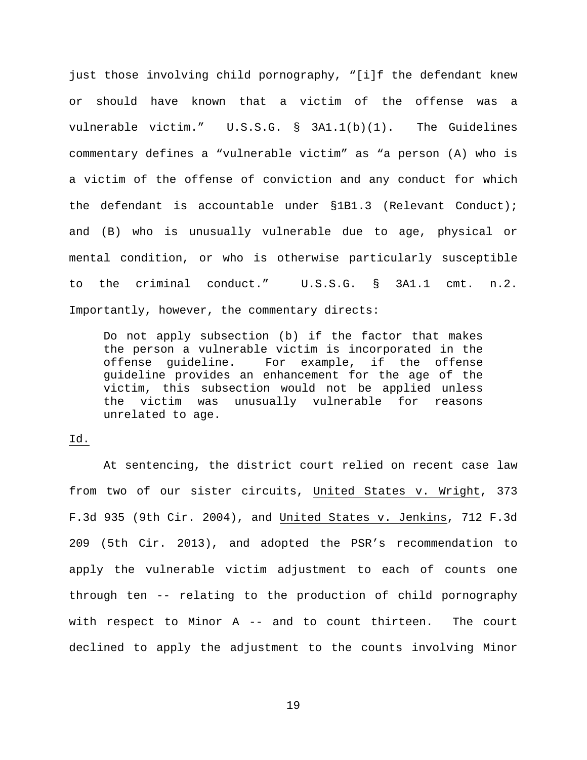just those involving child pornography, "[i]f the defendant knew or should have known that a victim of the offense was a vulnerable victim." U.S.S.G. § 3A1.1(b)(1). The Guidelines commentary defines a "vulnerable victim" as "a person (A) who is a victim of the offense of conviction and any conduct for which the defendant is accountable under §1B1.3 (Relevant Conduct); and (B) who is unusually vulnerable due to age, physical or mental condition, or who is otherwise particularly susceptible to the criminal conduct." U.S.S.G. § 3A1.1 cmt. n.2. Importantly, however, the commentary directs:

> Do not apply subsection (b) if the factor that makes the person a vulnerable victim is incorporated in the offense guideline. For example, if the offense guideline provides an enhancement for the age of the victim, this subsection would not be applied unless the victim was unusually vulnerable for reasons unrelated to age.

Id.

At sentencing, the district court relied on recent case law from two of our sister circuits, United States v. Wright, 373 F.3d 935 (9th Cir. 2004), and United States v. Jenkins, 712 F.3d 209 (5th Cir. 2013), and adopted the PSR's recommendation to apply the vulnerable victim adjustment to each of counts one through ten -- relating to the production of child pornography with respect to Minor A -- and to count thirteen. The court declined to apply the adjustment to the counts involving Minor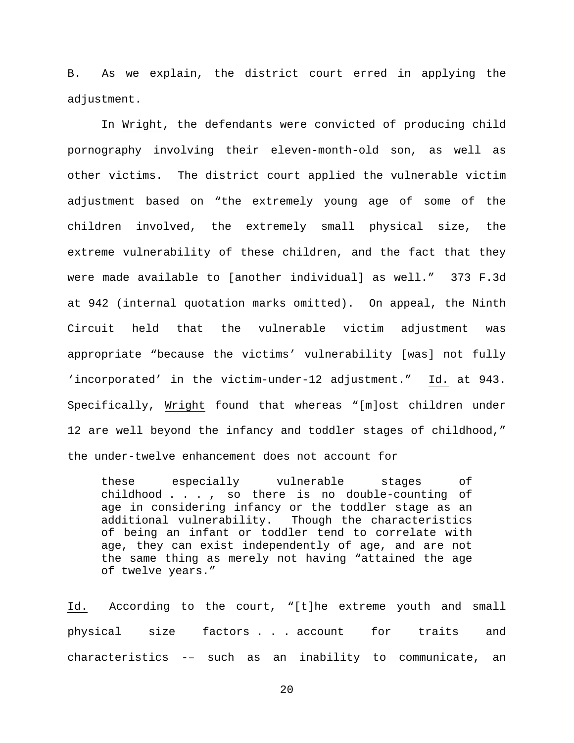B. As we explain, the district court erred in applying the adjustment.

In Wright, the defendants were convicted of producing child pornography involving their eleven-month-old son, as well as other victims. The district court applied the vulnerable victim adjustment based on "the extremely young age of some of the children involved, the extremely small physical size, the extreme vulnerability of these children, and the fact that they were made available to [another individual] as well." 373 F.3d at 942 (internal quotation marks omitted). On appeal, the Ninth Circuit held that the vulnerable victim adjustment was appropriate "because the victims' vulnerability [was] not fully 'incorporated' in the victim-under-12 adjustment." Id. at 943. Specifically, Wright found that whereas "[m]ost children under 12 are well beyond the infancy and toddler stages of childhood," the under-twelve enhancement does not account for

> these especially vulnerable stages of childhood . . . , so there is no double-counting of age in considering infancy or the toddler stage as an additional vulnerability. Though the characteristics of being an infant or toddler tend to correlate with age, they can exist independently of age, and are not the same thing as merely not having "attained the age of twelve years."

Id. According to the court, "[t]he extreme youth and small physical size factors . . . account for traits and characteristics -– such as an inability to communicate, an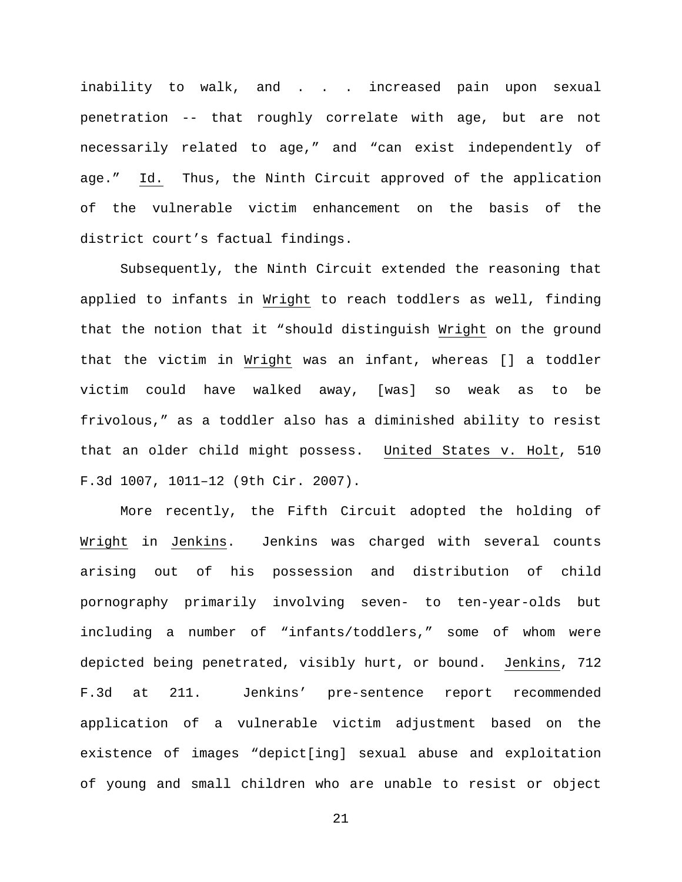inability to walk, and . . . increased pain upon sexual penetration -- that roughly correlate with age, but are not necessarily related to age," and "can exist independently of age." Id. Thus, the Ninth Circuit approved of the application of the vulnerable victim enhancement on the basis of the district court's factual findings.

Subsequently, the Ninth Circuit extended the reasoning that applied to infants in Wright to reach toddlers as well, finding that the notion that it "should distinguish Wright on the ground that the victim in Wright was an infant, whereas [] a toddler victim could have walked away, [was] so weak as to be frivolous," as a toddler also has a diminished ability to resist that an older child might possess. United States v. Holt, 510 F.3d 1007, 1011–12 (9th Cir. 2007).

More recently, the Fifth Circuit adopted the holding of Wright in Jenkins. Jenkins was charged with several counts arising out of his possession and distribution of child pornography primarily involving seven- to ten-year-olds but including a number of "infants/toddlers," some of whom were depicted being penetrated, visibly hurt, or bound. Jenkins, 712 F.3d at 211. Jenkins' pre-sentence report recommended application of a vulnerable victim adjustment based on the existence of images "depict[ing] sexual abuse and exploitation of young and small children who are unable to resist or object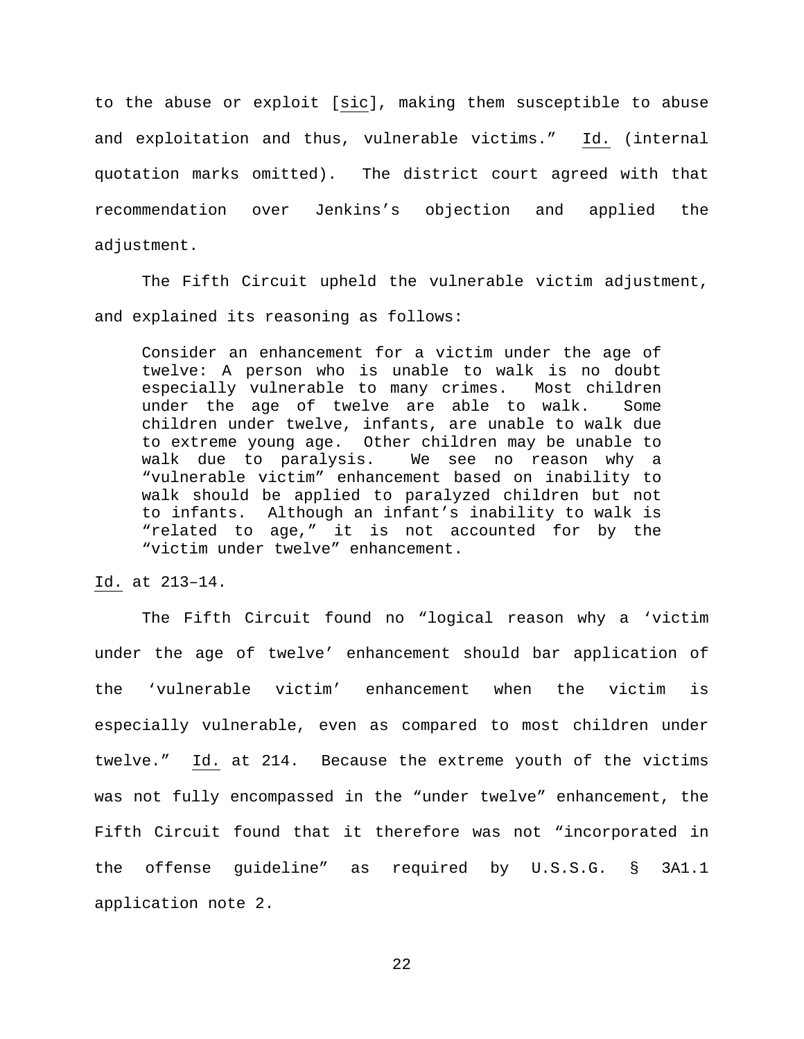to the abuse or exploit [sic], making them susceptible to abuse and exploitation and thus, vulnerable victims." Id. (internal quotation marks omitted). The district court agreed with that recommendation over Jenkins's objection and applied the adjustment.

The Fifth Circuit upheld the vulnerable victim adjustment, and explained its reasoning as follows:

> Consider an enhancement for a victim under the age of twelve: A person who is unable to walk is no doubt especially vulnerable to many crimes. Most children under the age of twelve are able to walk. Some children under twelve, infants, are unable to walk due to extreme young age. Other children may be unable to walk due to paralysis. We see no reason why a "vulnerable victim" enhancement based on inability to walk should be applied to paralyzed children but not to infants. Although an infant's inability to walk is "related to age," it is not accounted for by the "victim under twelve" enhancement.

Id. at 213–14.

The Fifth Circuit found no "logical reason why a 'victim under the age of twelve' enhancement should bar application of the 'vulnerable victim' enhancement when the victim is especially vulnerable, even as compared to most children under twelve." Id. at 214. Because the extreme youth of the victims was not fully encompassed in the "under twelve" enhancement, the Fifth Circuit found that it therefore was not "incorporated in the offense guideline" as required by U.S.S.G. § 3A1.1 application note 2.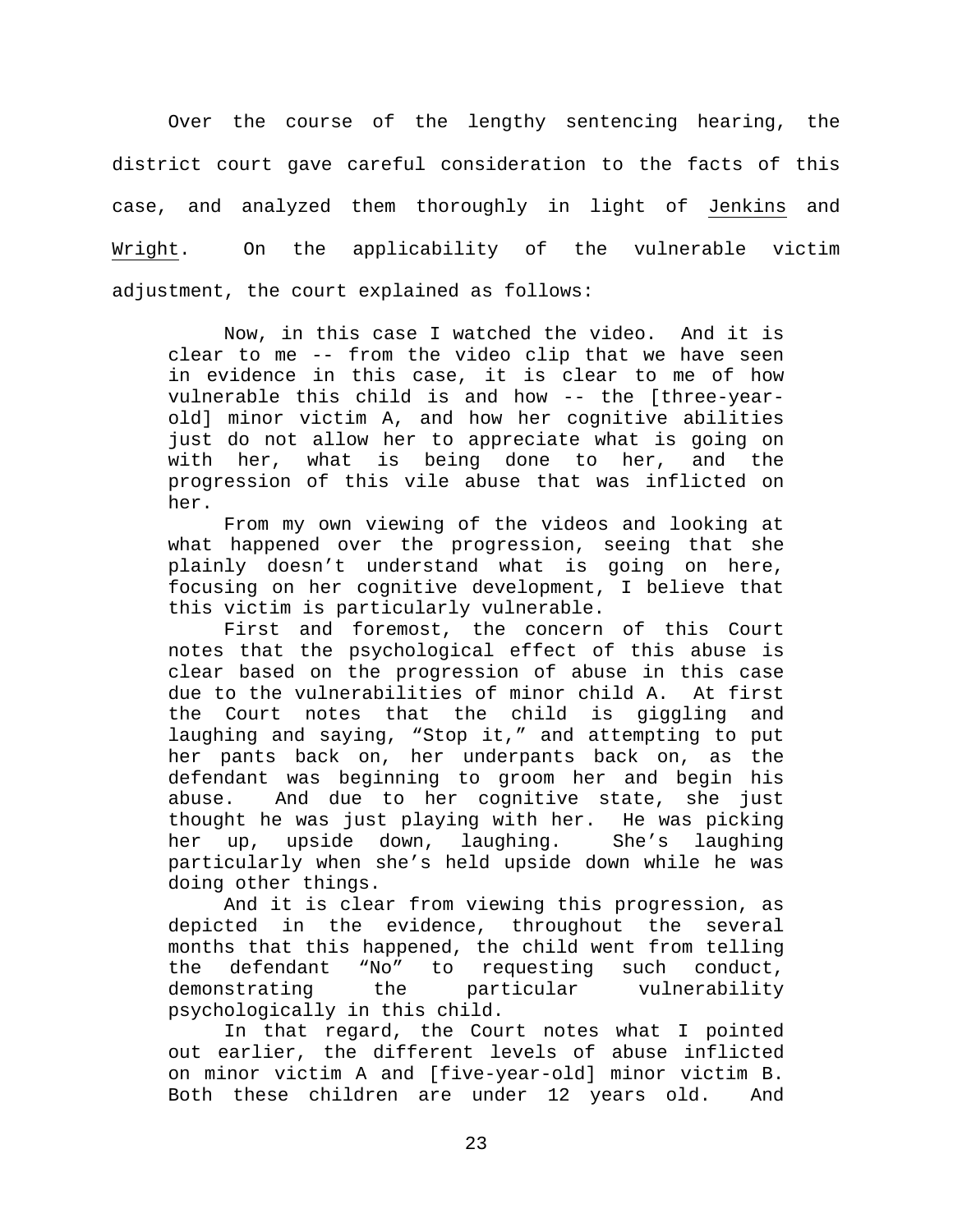Over the course of the lengthy sentencing hearing, the district court gave careful consideration to the facts of this case, and analyzed them thoroughly in light of Jenkins and Wright. On the applicability of the vulnerable victim adjustment, the court explained as follows:

> Now, in this case I watched the video. And it is clear to me -- from the video clip that we have seen in evidence in this case, it is clear to me of how vulnerable this child is and how -- the [three-year-old] minor victim A, and how her cognitive abilities just do not allow her to appreciate what is going on with her, what is being done to her, and the progression of this vile abuse that was inflicted on her.
>
> From my own viewing of the videos and looking at what happened over the progression, seeing that she plainly doesn't understand what is going on here, focusing on her cognitive development, I believe that this victim is particularly vulnerable.
>
> First and foremost, the concern of this Court notes that the psychological effect of this abuse is clear based on the progression of abuse in this case due to the vulnerabilities of minor child A. At first the Court notes that the child is giggling and laughing and saying, "Stop it," and attempting to put her pants back on, her underpants back on, as the defendant was beginning to groom her and begin his abuse. And due to her cognitive state, she just thought he was just playing with her. He was picking her up, upside down, laughing. She's laughing particularly when she's held upside down while he was doing other things.
>
> And it is clear from viewing this progression, as depicted in the evidence, throughout the several months that this happened, the child went from telling the defendant "No" to requesting such conduct, demonstrating the particular vulnerability psychologically in this child.
>
> In that regard, the Court notes what I pointed out earlier, the different levels of abuse inflicted on minor victim A and [five-year-old] minor victim B. Both these children are under 12 years old. And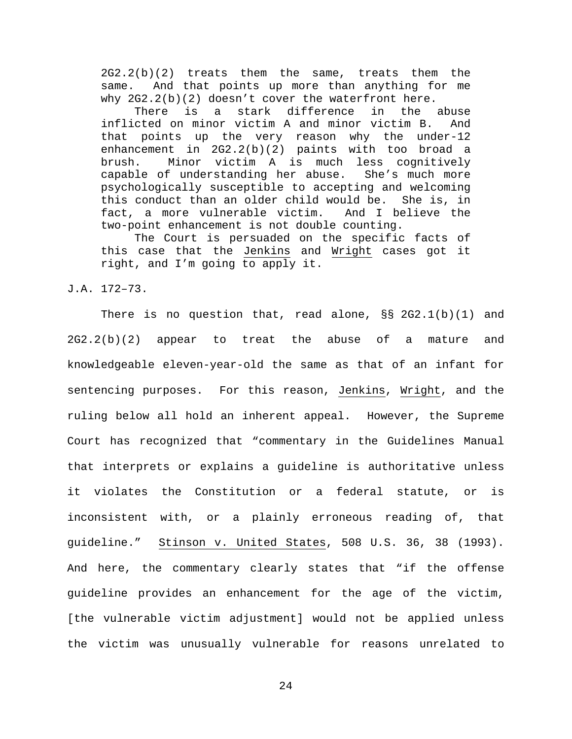> 2G2.2(b)(2) treats them the same, treats them the same. And that points up more than anything for me why 2G2.2(b)(2) doesn't cover the waterfront here.
>
> There is a stark difference in the abuse inflicted on minor victim A and minor victim B. And that points up the very reason why the under-12 enhancement in 2G2.2(b)(2) paints with too broad a brush. Minor victim A is much less cognitively capable of understanding her abuse. She's much more psychologically susceptible to accepting and welcoming this conduct than an older child would be. She is, in fact, a more vulnerable victim. And I believe the two-point enhancement is not double counting.
>
> The Court is persuaded on the specific facts of this case that the Jenkins and Wright cases got it right, and I'm going to apply it.

J.A. 172–73.

There is no question that, read alone, §§ 2G2.1(b)(1) and 2G2.2(b)(2) appear to treat the abuse of a mature and knowledgeable eleven-year-old the same as that of an infant for sentencing purposes. For this reason, Jenkins, Wright, and the ruling below all hold an inherent appeal. However, the Supreme Court has recognized that "commentary in the Guidelines Manual that interprets or explains a guideline is authoritative unless it violates the Constitution or a federal statute, or is inconsistent with, or a plainly erroneous reading of, that guideline." Stinson v. United States, 508 U.S. 36, 38 (1993). And here, the commentary clearly states that "if the offense guideline provides an enhancement for the age of the victim, [the vulnerable victim adjustment] would not be applied unless the victim was unusually vulnerable for reasons unrelated to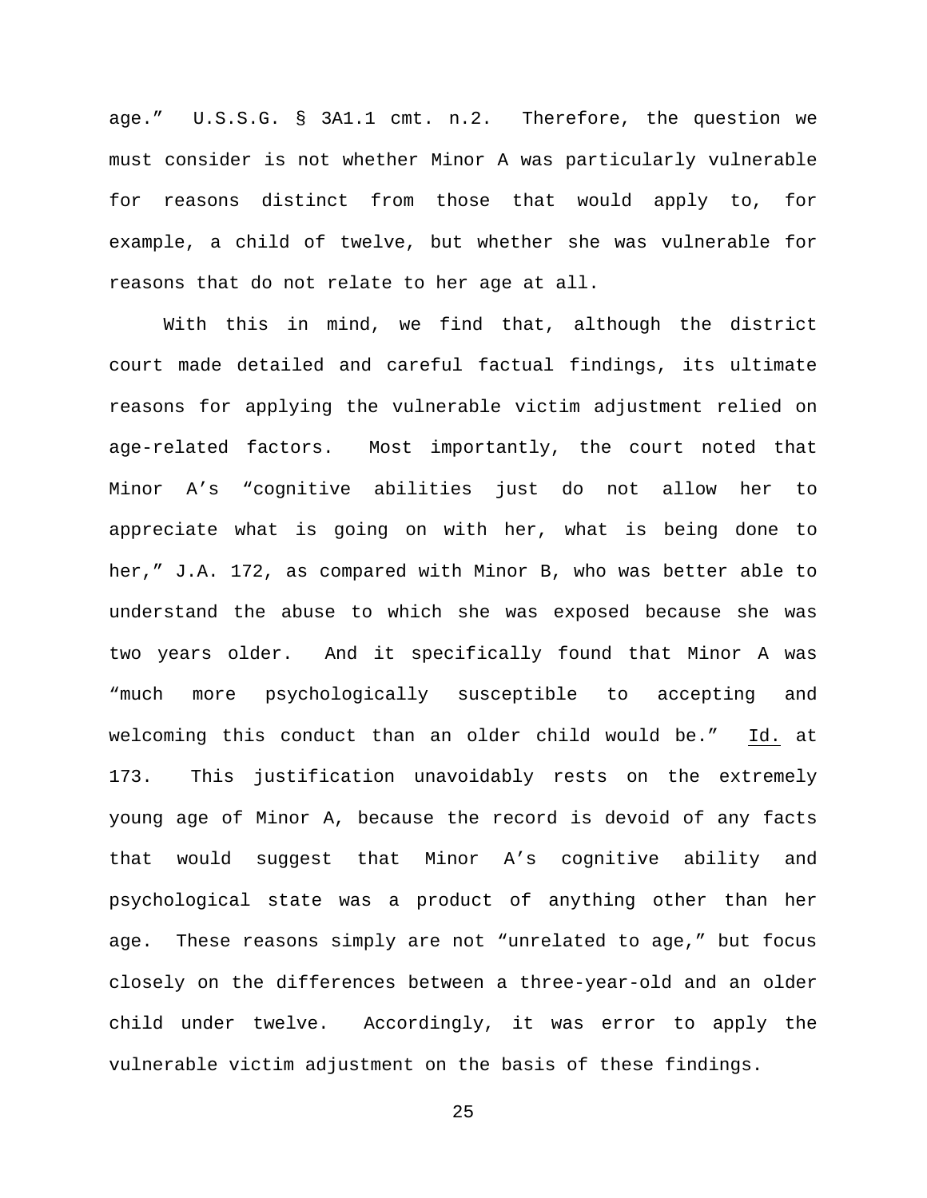age." U.S.S.G. § 3A1.1 cmt. n.2. Therefore, the question we must consider is not whether Minor A was particularly vulnerable for reasons distinct from those that would apply to, for example, a child of twelve, but whether she was vulnerable for reasons that do not relate to her age at all.

With this in mind, we find that, although the district court made detailed and careful factual findings, its ultimate reasons for applying the vulnerable victim adjustment relied on age-related factors. Most importantly, the court noted that Minor A's "cognitive abilities just do not allow her to appreciate what is going on with her, what is being done to her," J.A. 172, as compared with Minor B, who was better able to understand the abuse to which she was exposed because she was two years older. And it specifically found that Minor A was "much more psychologically susceptible to accepting and welcoming this conduct than an older child would be." Id. at 173. This justification unavoidably rests on the extremely young age of Minor A, because the record is devoid of any facts that would suggest that Minor A's cognitive ability and psychological state was a product of anything other than her age. These reasons simply are not "unrelated to age," but focus closely on the differences between a three-year-old and an older child under twelve. Accordingly, it was error to apply the vulnerable victim adjustment on the basis of these findings.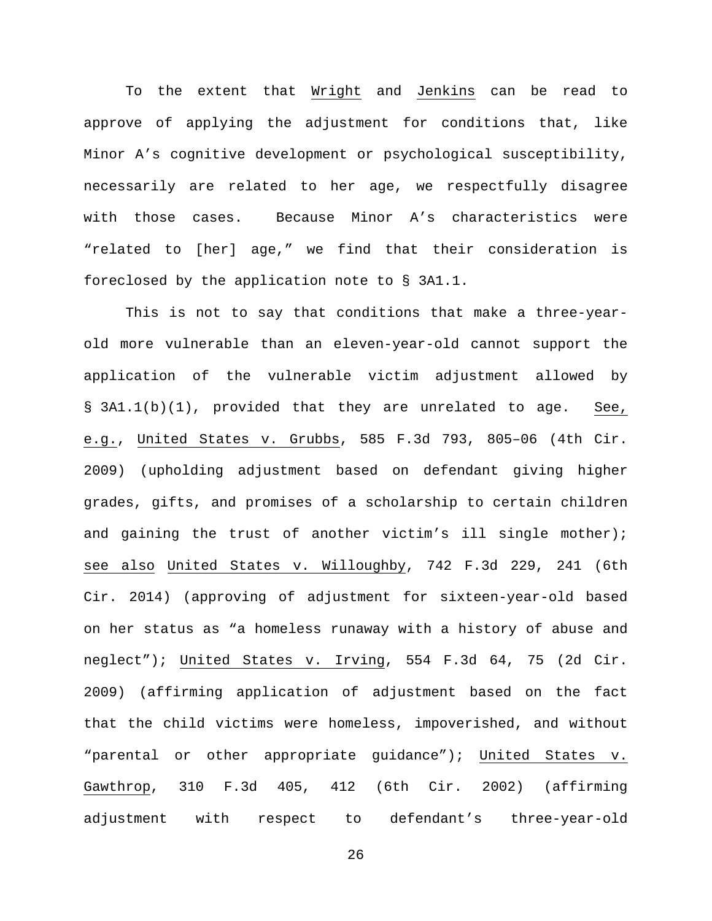To the extent that Wright and Jenkins can be read to approve of applying the adjustment for conditions that, like Minor A's cognitive development or psychological susceptibility, necessarily are related to her age, we respectfully disagree with those cases. Because Minor A's characteristics were "related to [her] age," we find that their consideration is foreclosed by the application note to § 3A1.1.

This is not to say that conditions that make a three-year-old more vulnerable than an eleven-year-old cannot support the application of the vulnerable victim adjustment allowed by § 3A1.1(b)(1), provided that they are unrelated to age. See, e.g., United States v. Grubbs, 585 F.3d 793, 805–06 (4th Cir. 2009) (upholding adjustment based on defendant giving higher grades, gifts, and promises of a scholarship to certain children and gaining the trust of another victim's ill single mother); see also United States v. Willoughby, 742 F.3d 229, 241 (6th Cir. 2014) (approving of adjustment for sixteen-year-old based on her status as "a homeless runaway with a history of abuse and neglect"); United States v. Irving, 554 F.3d 64, 75 (2d Cir. 2009) (affirming application of adjustment based on the fact that the child victims were homeless, impoverished, and without "parental or other appropriate guidance"); United States v. Gawthrop, 310 F.3d 405, 412 (6th Cir. 2002) (affirming adjustment with respect to defendant's three-year-old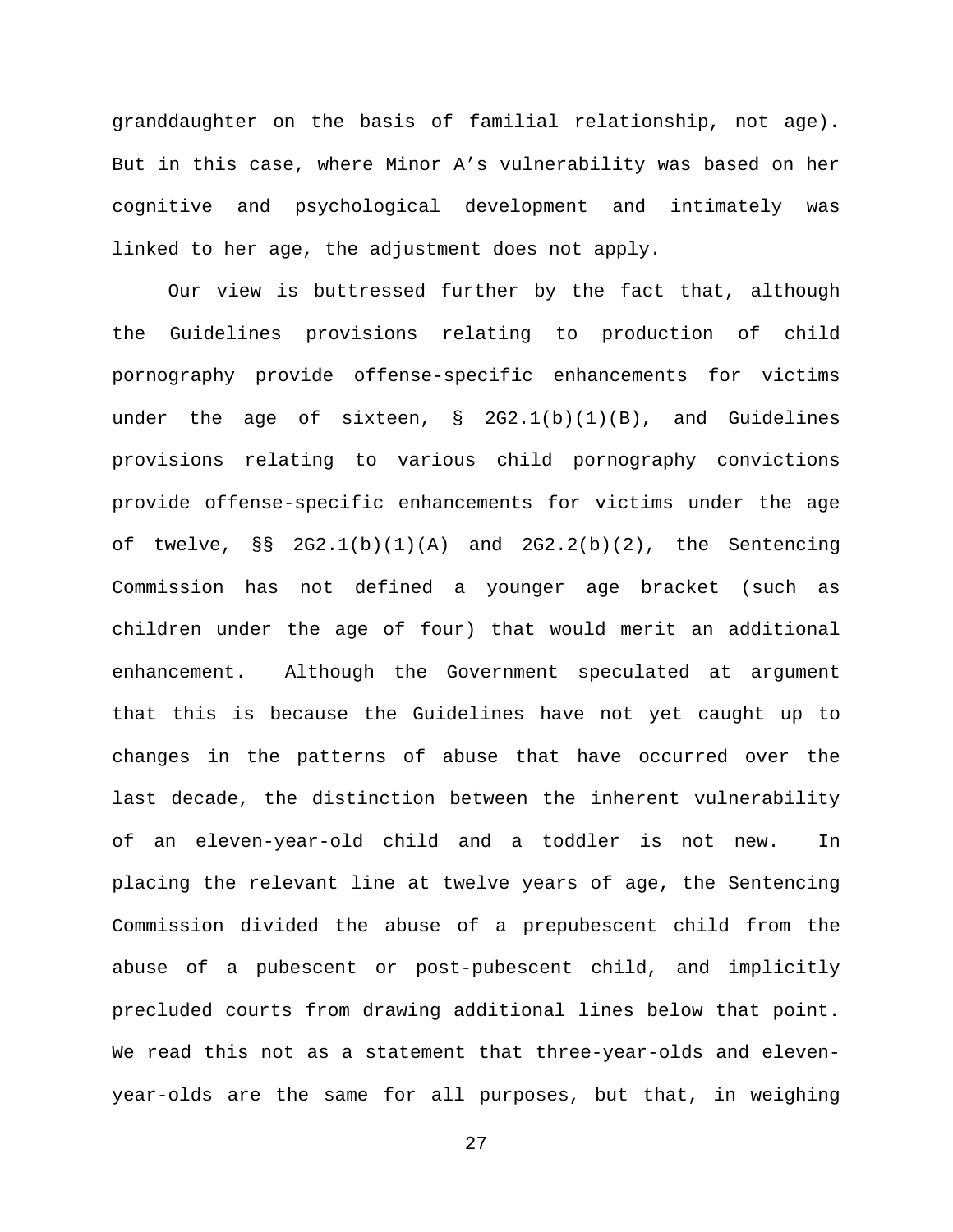granddaughter on the basis of familial relationship, not age). But in this case, where Minor A's vulnerability was based on her cognitive and psychological development and intimately was linked to her age, the adjustment does not apply.

Our view is buttressed further by the fact that, although the Guidelines provisions relating to production of child pornography provide offense-specific enhancements for victims under the age of sixteen, § 2G2.1(b)(1)(B), and Guidelines provisions relating to various child pornography convictions provide offense-specific enhancements for victims under the age of twelve, §§ 2G2.1(b)(1)(A) and 2G2.2(b)(2), the Sentencing Commission has not defined a younger age bracket (such as children under the age of four) that would merit an additional enhancement. Although the Government speculated at argument that this is because the Guidelines have not yet caught up to changes in the patterns of abuse that have occurred over the last decade, the distinction between the inherent vulnerability of an eleven-year-old child and a toddler is not new. In placing the relevant line at twelve years of age, the Sentencing Commission divided the abuse of a prepubescent child from the abuse of a pubescent or post-pubescent child, and implicitly precluded courts from drawing additional lines below that point. We read this not as a statement that three-year-olds and eleven-year-olds are the same for all purposes, but that, in weighing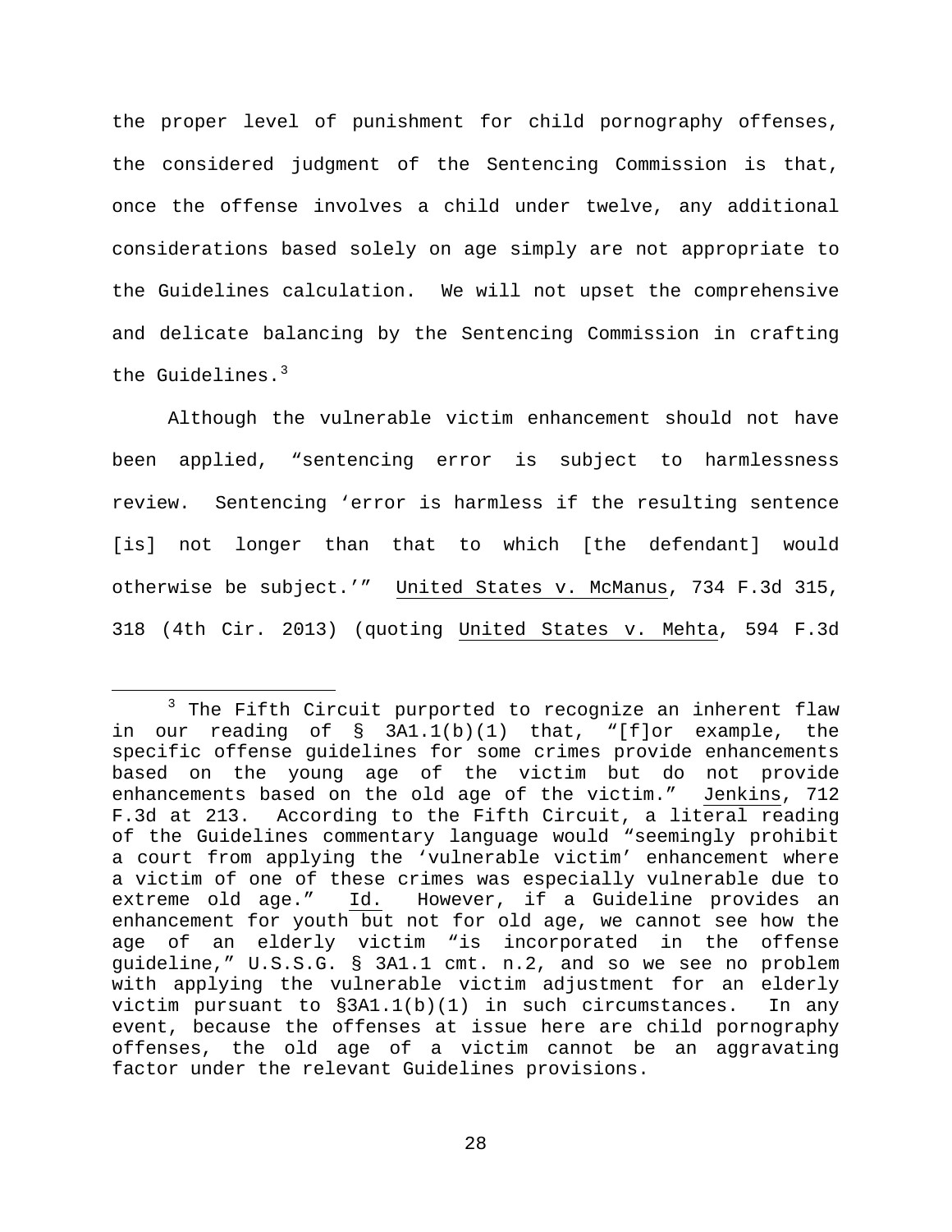the proper level of punishment for child pornography offenses, the considered judgment of the Sentencing Commission is that, once the offense involves a child under twelve, any additional considerations based solely on age simply are not appropriate to the Guidelines calculation. We will not upset the comprehensive and delicate balancing by the Sentencing Commission in crafting the Guidelines.[3]

Although the vulnerable victim enhancement should not have been applied, "sentencing error is subject to harmlessness review. Sentencing 'error is harmless if the resulting sentence [is] not longer than that to which [the defendant] would otherwise be subject.'" United States v. McManus, 734 F.3d 315, 318 (4th Cir. 2013) (quoting United States v. Mehta, 594 F.3d

---

[3] The Fifth Circuit purported to recognize an inherent flaw in our reading of § 3A1.1(b)(1) that, "[f]or example, the specific offense guidelines for some crimes provide enhancements based on the young age of the victim but do not provide enhancements based on the old age of the victim." Jenkins, 712 F.3d at 213. According to the Fifth Circuit, a literal reading of the Guidelines commentary language would "seemingly prohibit a court from applying the 'vulnerable victim' enhancement where a victim of one of these crimes was especially vulnerable due to extreme old age." Id. However, if a Guideline provides an enhancement for youth but not for old age, we cannot see how the age of an elderly victim "is incorporated in the offense guideline," U.S.S.G. § 3A1.1 cmt. n.2, and so we see no problem with applying the vulnerable victim adjustment for an elderly victim pursuant to §3A1.1(b)(1) in such circumstances. In any event, because the offenses at issue here are child pornography offenses, the old age of a victim cannot be an aggravating factor under the relevant Guidelines provisions.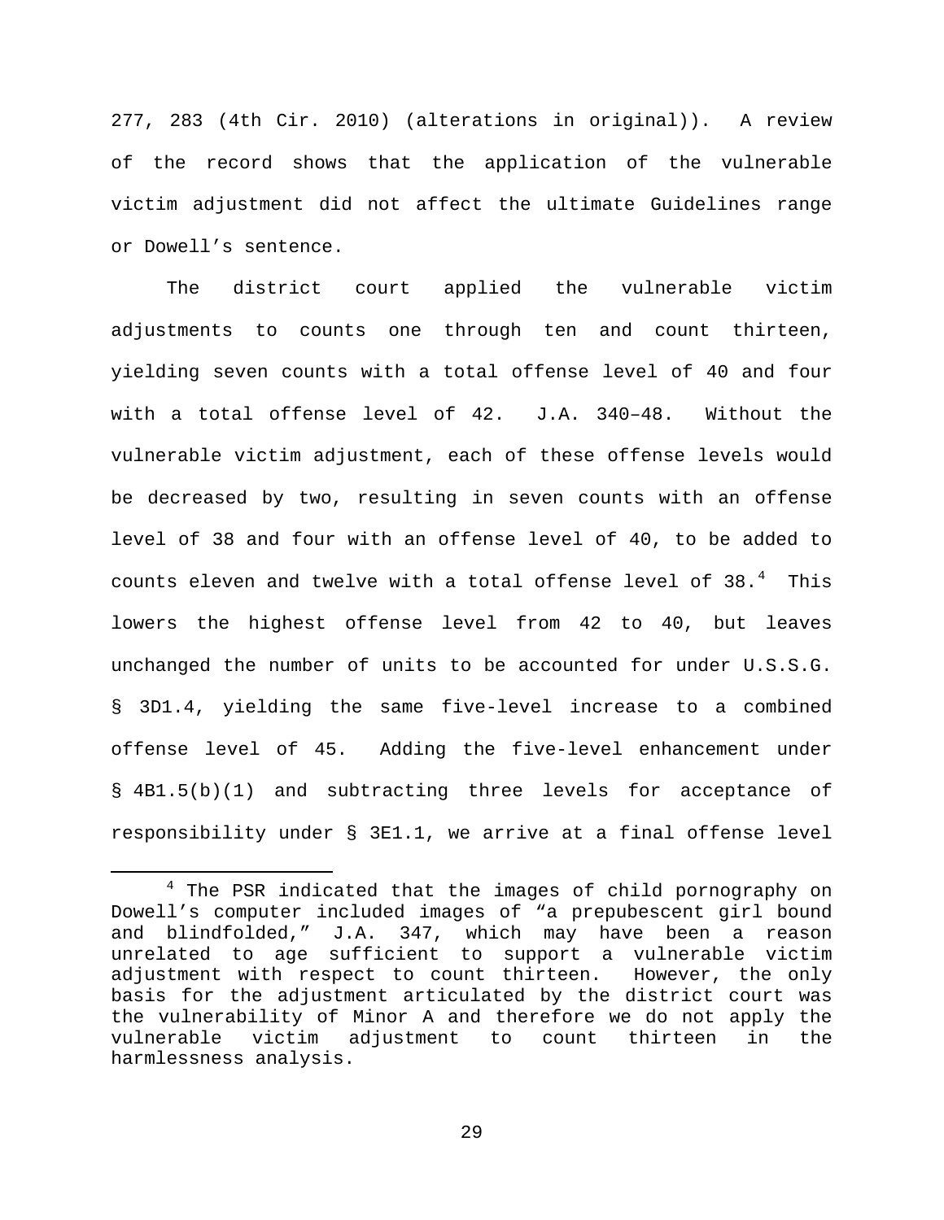277, 283 (4th Cir. 2010) (alterations in original)). A review of the record shows that the application of the vulnerable victim adjustment did not affect the ultimate Guidelines range or Dowell's sentence.

The district court applied the vulnerable victim adjustments to counts one through ten and count thirteen, yielding seven counts with a total offense level of 40 and four with a total offense level of 42. J.A. 340–48. Without the vulnerable victim adjustment, each of these offense levels would be decreased by two, resulting in seven counts with an offense level of 38 and four with an offense level of 40, to be added to counts eleven and twelve with a total offense level of 38.[4] This lowers the highest offense level from 42 to 40, but leaves unchanged the number of units to be accounted for under U.S.S.G. § 3D1.4, yielding the same five-level increase to a combined offense level of 45. Adding the five-level enhancement under § 4B1.5(b)(1) and subtracting three levels for acceptance of responsibility under § 3E1.1, we arrive at a final offense level

[4] The PSR indicated that the images of child pornography on Dowell's computer included images of "a prepubescent girl bound and blindfolded," J.A. 347, which may have been a reason unrelated to age sufficient to support a vulnerable victim adjustment with respect to count thirteen. However, the only basis for the adjustment articulated by the district court was the vulnerability of Minor A and therefore we do not apply the vulnerable victim adjustment to count thirteen in the harmlessness analysis.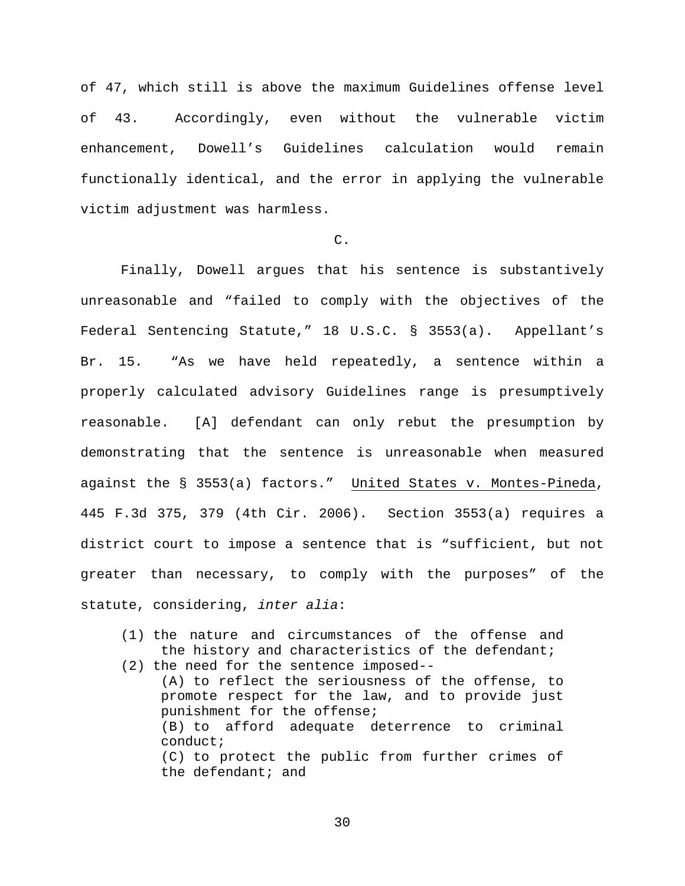of 47, which still is above the maximum Guidelines offense level of 43. Accordingly, even without the vulnerable victim enhancement, Dowell's Guidelines calculation would remain functionally identical, and the error in applying the vulnerable victim adjustment was harmless.

C.

Finally, Dowell argues that his sentence is substantively unreasonable and "failed to comply with the objectives of the Federal Sentencing Statute," 18 U.S.C. § 3553(a). Appellant's Br. 15. "As we have held repeatedly, a sentence within a properly calculated advisory Guidelines range is presumptively reasonable. [A] defendant can only rebut the presumption by demonstrating that the sentence is unreasonable when measured against the § 3553(a) factors." United States v. Montes-Pineda, 445 F.3d 375, 379 (4th Cir. 2006). Section 3553(a) requires a district court to impose a sentence that is "sufficient, but not greater than necessary, to comply with the purposes" of the statute, considering, *inter alia*:

> (1) the nature and circumstances of the offense and the history and characteristics of the defendant;
> (2) the need for the sentence imposed--
> (A) to reflect the seriousness of the offense, to promote respect for the law, and to provide just punishment for the offense;
> (B) to afford adequate deterrence to criminal conduct;
> (C) to protect the public from further crimes of the defendant; and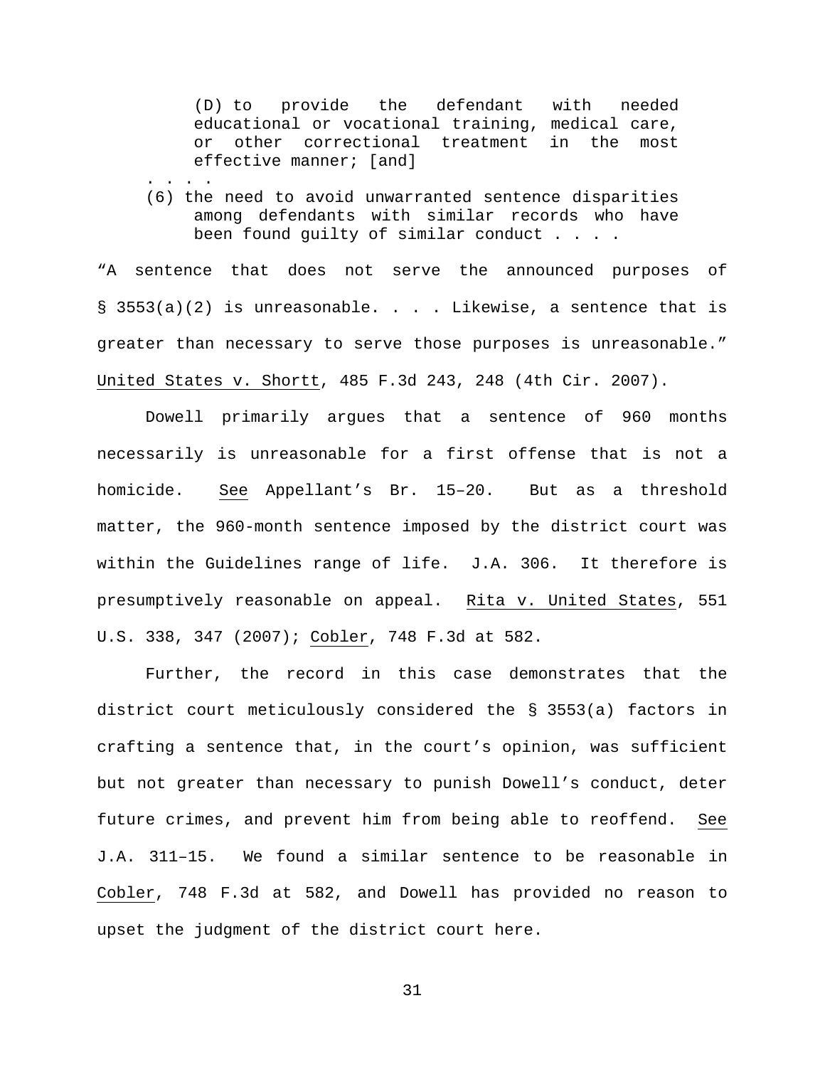> (D) to provide the defendant with needed educational or vocational training, medical care, or other correctional treatment in the most effective manner; [and]
>
> . . . .
>
> (6) the need to avoid unwarranted sentence disparities among defendants with similar records who have been found guilty of similar conduct . . . .

"A sentence that does not serve the announced purposes of § 3553(a)(2) is unreasonable. . . . Likewise, a sentence that is greater than necessary to serve those purposes is unreasonable." United States v. Shortt, 485 F.3d 243, 248 (4th Cir. 2007).

Dowell primarily argues that a sentence of 960 months necessarily is unreasonable for a first offense that is not a homicide. See Appellant's Br. 15–20. But as a threshold matter, the 960-month sentence imposed by the district court was within the Guidelines range of life. J.A. 306. It therefore is presumptively reasonable on appeal. Rita v. United States, 551 U.S. 338, 347 (2007); Cobler, 748 F.3d at 582.

Further, the record in this case demonstrates that the district court meticulously considered the § 3553(a) factors in crafting a sentence that, in the court's opinion, was sufficient but not greater than necessary to punish Dowell's conduct, deter future crimes, and prevent him from being able to reoffend. See J.A. 311–15. We found a similar sentence to be reasonable in Cobler, 748 F.3d at 582, and Dowell has provided no reason to upset the judgment of the district court here.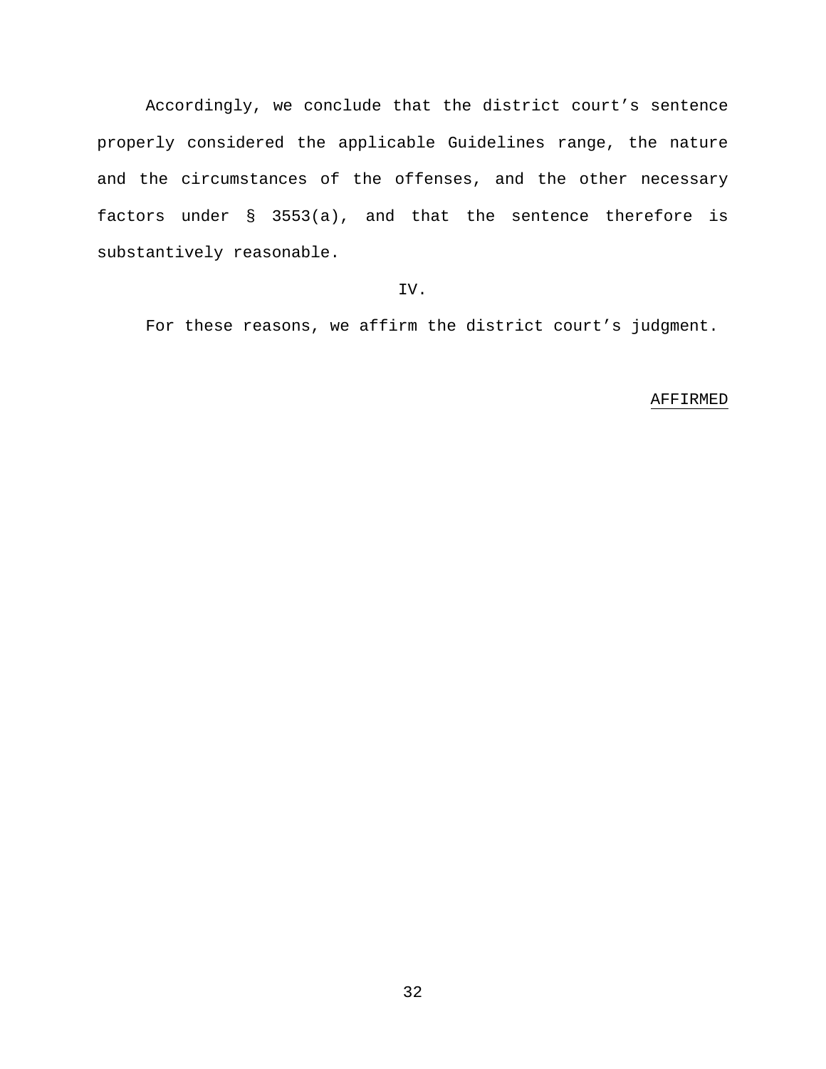Accordingly, we conclude that the district court's sentence properly considered the applicable Guidelines range, the nature and the circumstances of the offenses, and the other necessary factors under § 3553(a), and that the sentence therefore is substantively reasonable.

IV.

For these reasons, we affirm the district court's judgment.

AFFIRMED